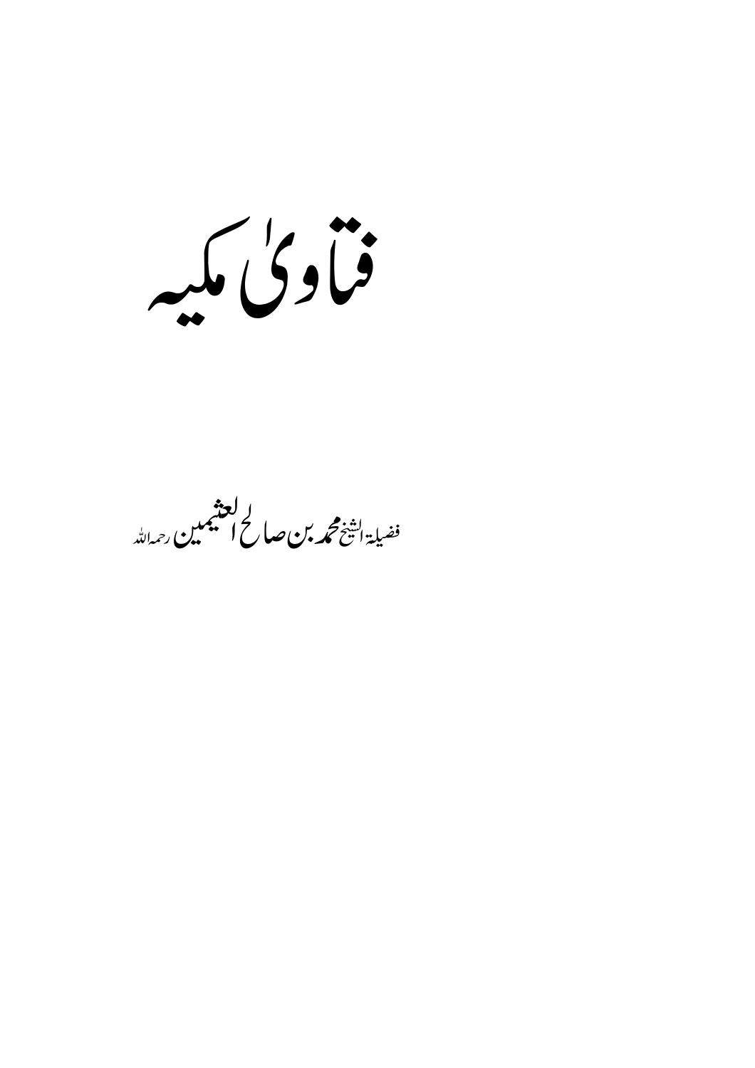# فتاویٰ مکیہ

فضیلۃ الشیخ محمد بن صالح العثیمین رحمہ اللہ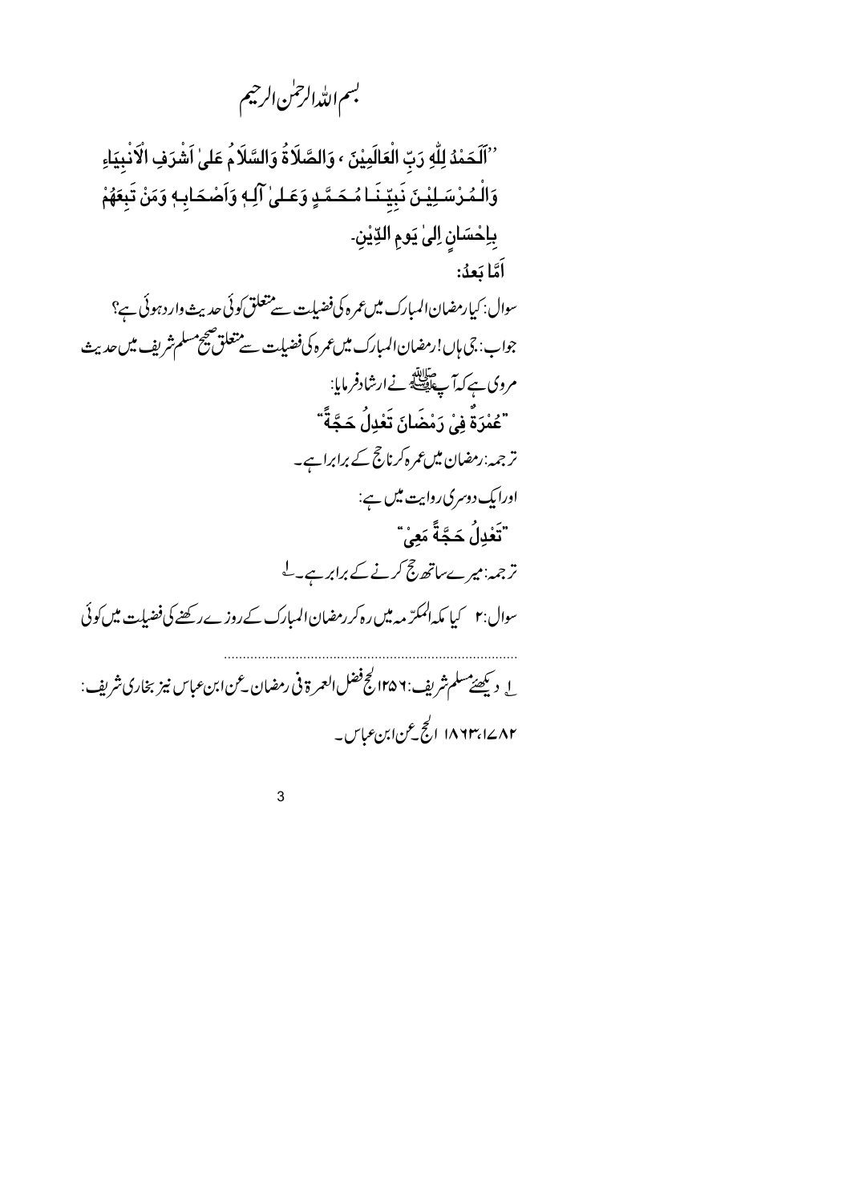بسم اللہ الرحمٰن الرحیم

''اَلْحَمْدُ لِلّٰہِ رَبِّ الْعَالَمِیْنَ ، وَالصَّلَاۃُ وَالسَّلَامُ عَلیٰ اَشْرَفِ الْاَنْبِیَاءِ وَالْمُرْسَلِیْنَ نَبِیِّنَا مُحَمَّدٍ وَعَلیٰ آلِہٖ وَاَصْحَابِہٖ وَمَنْ تَبِعَھُمْ بِاِحْسَانٍ اِلیٰ یَومِ الدِّیْنِ۔

اَمَّا بَعدُ:

سوال: کیا رمضان المبارک میں عمرہ کی فضیلت سے متعلق کوئی حدیث وارد ہوئی ہے؟

جواب: جی ہاں! رمضان المبارک میں عمرہ کی فضیلت سے متعلق صحیح مسلم شریف میں حدیث مروی ہے کہ آپ ﷺ نے ارشاد فرمایا:

"عُمْرَۃٌ فِیْ رَمْضَانَ تَعْدِلُ حَجَّۃً"

ترجمہ: رمضان میں عمرہ کرنا حج کے برابر ہے۔

اور ایک دوسری روایت میں ہے:

"تَعْدِلُ حَجَّۃً مَعِیْ"

ترجمہ: میرے ساتھ حج کرنے کے برابر ہے۔[1]

سوال: ۲ کیا مکہ المکرّمہ میں رہ کر رمضان المبارک کے روزے رکھنے کی فضیلت میں کوئی

---

[1] دیکھئے مسلم شریف: ۱۲۵٦ الحج فضل العمرۃ فی رمضان۔ عن ابن عباس نیز بخاری شریف: ۱۷۸۲، ۱۸٦۳ الحج۔ عن ابن عباس۔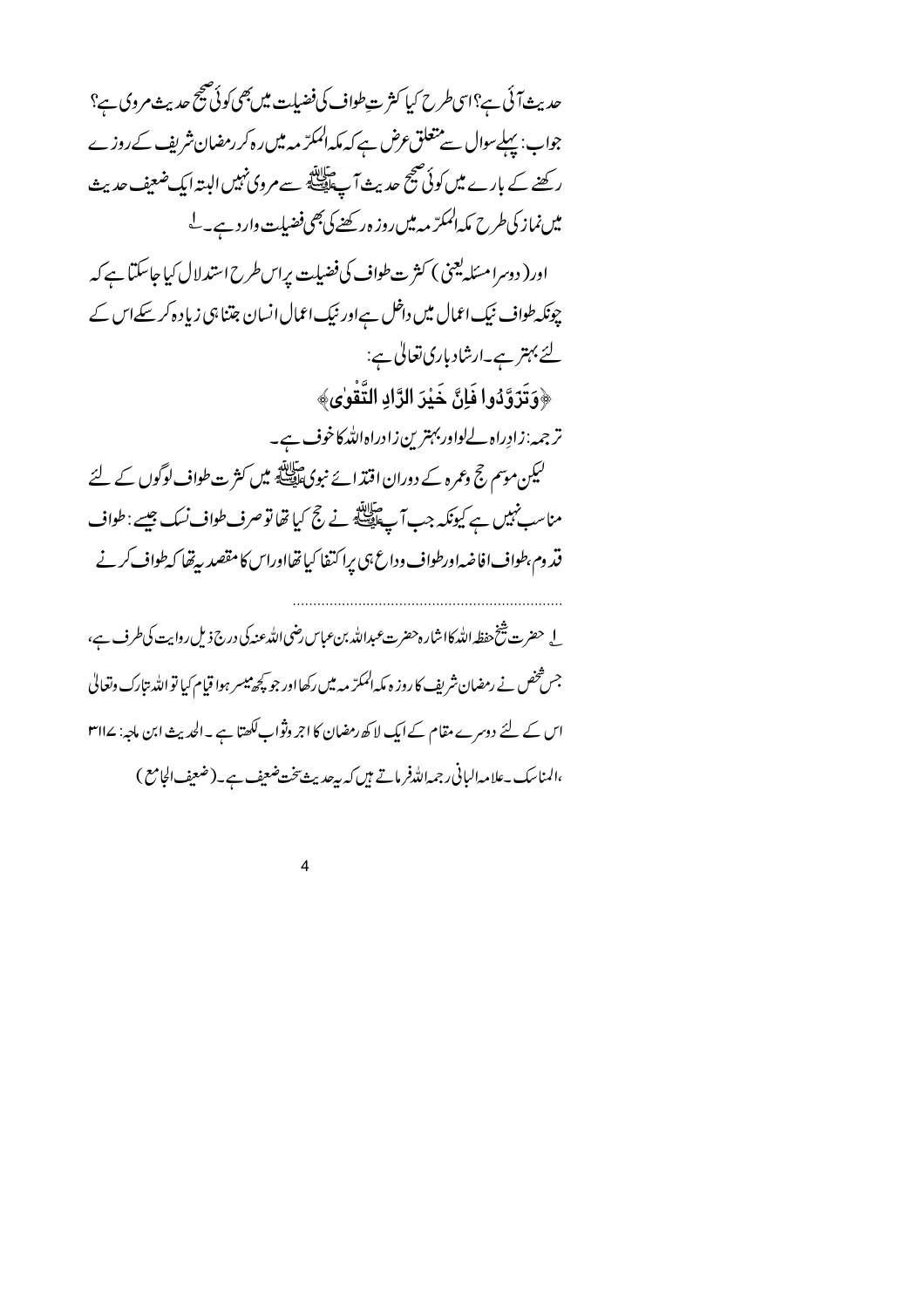حدیث آئی ہے؟ اسی طرح کیا کثرتِ طواف کی فضیلت میں بھی کوئی صحیح حدیث مروی ہے؟

جواب: پہلے سوال سے متعلق عرض ہے کہ مکہ المکرّمہ میں رہ کر رمضان شریف کے روزے رکھنے کے بارے میں کوئی صحیح حدیث آپ ﷺ سے مروی نہیں البتہ ایک ضعیف حدیث میں نماز کی طرح مکہ المکرّمہ میں روزہ رکھنے کی بھی فضیلت وارد ہے۔[1]

اور (دوسرا مسئلہ یعنی) کثرت طواف کی فضیلت پر اس طرح استدلال کیا جاسکتا ہے کہ چونکہ طواف نیک اعمال میں داخل ہے اور نیک اعمال انسان جتنا ہی زیادہ کر سکے اس کے لئے بہتر ہے۔ ارشاد باری تعالیٰ ہے:

﴿وَتَزَوَّدُوا فَإِنَّ خَيْرَ الزَّادِ التَّقْوٰى﴾

ترجمہ: زادِ راہ لے لو اور بہترین زادِ راہ اللہ کا خوف ہے۔

لیکن موسم حج وعمرہ کے دوران اقتدائے نبوی ﷺ میں کثرت طواف لوگوں کے لئے مناسب نہیں ہے کیونکہ جب آپ ﷺ نے حج کیا تھا تو صرف طواف نسک جیسے: طواف قدوم، طواف افاضہ اور طواف وداع ہی پر اکتفا کیا تھا اور اس کا مقصد یہ تھا کہ طواف کرنے

---

[1] حضرت شیخ حفظہ اللہ کا اشارہ حضرت عبداللہ بن عباس رضی اللہ عنہ کی درج ذیل روایت کی طرف ہے، جس شخص نے رمضان شریف کا روزہ مکہ المکرّمہ میں رکھا اور جو کچھ میسر ہوا قیام کیا تو اللہ تبارک وتعالیٰ اس کے لئے دوسرے مقام کے ایک لاکھ رمضان کا اجر وثواب لکھتا ہے۔ الحدیث ابن ماجہ: ۳۱۱۷، المناسک۔ علامہ البانی رحمہ اللہ فرماتے ہیں کہ یہ حدیث سخت ضعیف ہے۔ (ضعیف الجامع)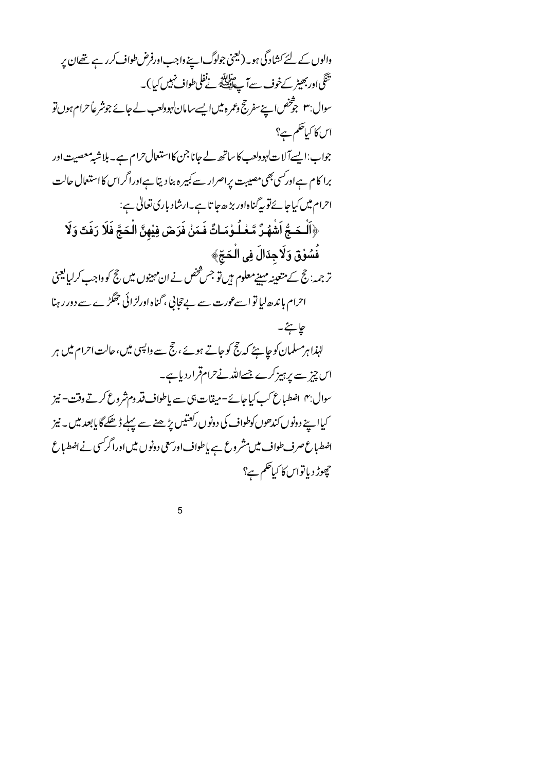والوں کے لئے کشادگی ہو۔ (یعنی جولوگ اپنے واجب اور فرض طواف کررہے تھے ان پر تنگی اور بھیڑ کے خوف سے آپ ﷺ نے نفلی طواف نہیں کیا)۔

سوال: ۳ جو شخص اپنے سفر حج وعمرہ میں ایسے سامان لہوولعب لے جائے جو شرعاً حرام ہوں تو اس کا کیا حکم ہے؟

جواب: ایسے آلات لہوولعب کا ساتھ لے جانا جن کا استعمال حرام ہے۔ بلاشبہ معصیت اور برا کام ہے اور کسی بھی معصیت پر اصرار سے کبیرہ بنا دیتا ہے اور اگر اس کا استعمال حالت احرام میں کیا جائے تو یہ گناہ اور بڑھ جاتا ہے۔ ارشاد باری تعالیٰ ہے:

﴿اَلْحَجُّ اَشْهُرٌ مَّعْلُوْمَاتٌ فَمَنْ فَرَضَ فِيْهِنَّ الْحَجَّ فَلَا رَفَثَ وَلَا فُسُوْقَ وَلَا جِدَالَ فِى الْحَجِّ﴾

ترجمہ: حج کے متعینہ مہینے معلوم ہیں تو جس شخص نے ان مہینوں میں حج کو واجب کرلیا یعنی احرام باندھ لیا تو اسے عورت سے بے حجابی، گناہ اور لڑائی جھگڑے سے دور رہنا چاہئے۔

لہٰذا ہر مسلمان کو چاہئے کہ حج کو جاتے ہوئے، حج سے واپسی میں، حالت احرام میں ہر اس چیز سے پرہیز کرے جسے اللہ نے حرام قرار دیا ہے۔

سوال: ۴ اضطباع کب کیا جائے۔ میقات ہی سے یا طواف قدوم شروع کرتے وقت۔ نیز کیا اپنے دونوں کندھوں کو طواف کی دونوں رکعتیں پڑھنے سے پہلے ڈھکے گا یا بعد میں۔ نیز اضطباع صرف طواف میں مشروع ہے یا طواف اور سعی دونوں میں اور اگر کسی نے اضطباع چھوڑ دیا تو اس کا کیا حکم ہے؟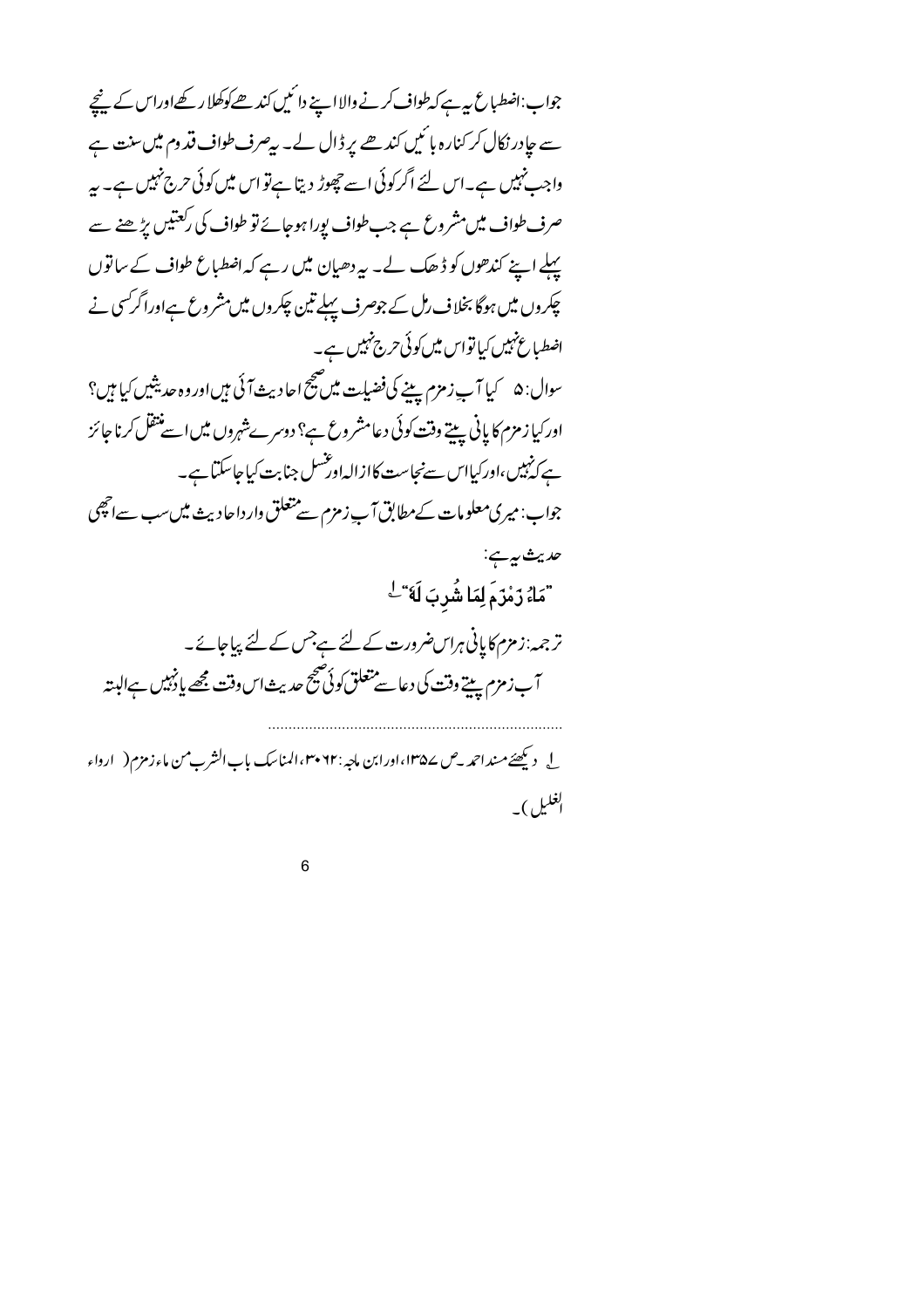جواب: اضطباع یہ ہے کہ طواف کرنے والا اپنے دائیں کندھے کو کھلا رکھے اور اس کے نیچے سے چادر نکال کر کنارہ بائیں کندھے پر ڈال لے۔ یہ صرف طواف قدوم میں سنت ہے واجب نہیں ہے۔ اس لئے اگر کوئی اسے چھوڑ دیتا ہے تو اس میں کوئی حرج نہیں ہے۔ یہ صرف طواف میں مشروع ہے جب طواف پورا ہو جائے تو طواف کی رکعتیں پڑھنے سے پہلے اپنے کندھوں کو ڈھک لے۔ یہ دھیان میں رہے کہ اضطباع طواف کے ساتوں چکروں میں ہوگا بخلاف رمل کے جو صرف پہلے تین چکروں میں مشروع ہے اور اگر کسی نے اضطباع نہیں کیا تو اس میں کوئی حرج نہیں ہے۔

سوال: ۵ کیا آبِ زمزم پینے کی فضیلت میں صحیح احادیث آئی ہیں اور وہ حدیثیں کیا ہیں؟ اور کیا زمزم کا پانی پیتے وقت کوئی دعا مشروع ہے؟ دوسرے شہروں میں اسے منتقل کرنا جائز ہے کہ نہیں، اور کیا اس سے نجاست کا ازالہ اور غسل جنابت کیا جا سکتا ہے۔

جواب: میری معلومات کے مطابق آبِ زمزم سے متعلق وارد احادیث میں سب سے اچھی حدیث یہ ہے:

"مَاءُ زَمْزَمَ لِمَا شُرِبَ لَهُ"[1]

ترجمہ: زمزم کا پانی ہر اس ضرورت کے لئے ہے جس کے لئے پیا جائے۔

آبِ زمزم پیتے وقت کی دعا سے متعلق کوئی صحیح حدیث اس وقت مجھے یاد نہیں ہے البتہ

---

[1] دیکھئے مسند احمد۔ ص ۱۳۵۷، اور ابن ماجہ: ۳۰۶۲، المناسک باب الشرب من ماء زمزم ( ارواء الغلیل )۔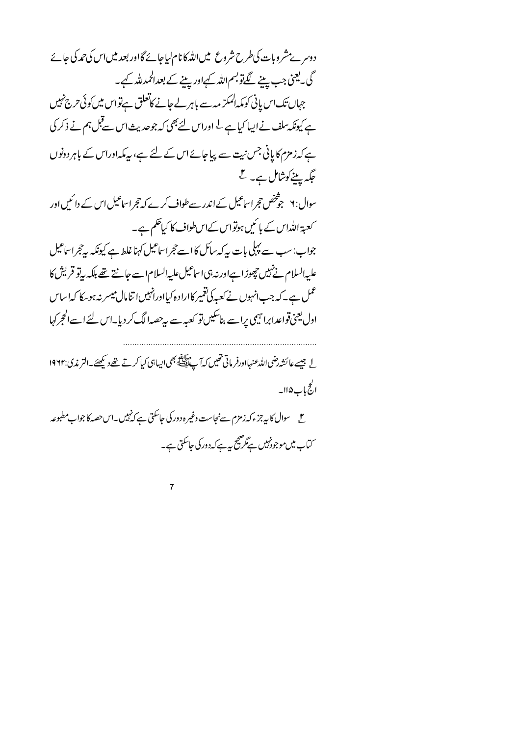دوسرے مشروبات کی طرح شروع میں اللہ کا نام لیا جائے گا اور بعد میں اس کی حمد کی جائے گی۔یعنی جب پینے لگے تو بسم اللہ کہے اور پینے کے بعد الحمد للہ کہے۔

جہاں تک اس پانی کو مکہ المکرّمہ سے باہر لے جانے کا تعلق ہے تو اس میں کوئی حرج نہیں ہے کیونکہ سلف نے ایسا کیا ہے [1] اور اس لئے بھی کہ جو حدیث اس سے قبل ہم نے ذکر کی ہے کہ زمزم کا پانی جس نیت سے پیا جائے اس کے لئے ہے، یہ مکہ اور اس کے باہر دونوں جگہ پینے کو شامل ہے۔ [2]

سوال: ۶ جو شخص حجر اسماعیل کے اندر سے طواف کرے کہ حجر اسماعیل اس کے دائیں اور کعبۃ اللہ اس کے بائیں ہو تو اس کے اس طواف کا کیا حکم ہے۔

جواب: سب سے پہلی بات یہ کہ سائل کا اسے حجر اسماعیل کہنا غلط ہے کیونکہ یہ حجر اسماعیل علیہ السلام نے نہیں چھوڑا ہے اور نہ ہی اسماعیل علیہ السلام اسے جانتے تھے بلکہ یہ تو قریش کا عمل ہے۔کہ جب انہوں نے کعبہ کی تعمیر کا ارادہ کیا اور انہیں اتنا مال میسر نہ ہو سکا کہ اساس اول یعنی قواعد ابراہیمی پر اسے بنا سکیں تو کعبہ سے یہ حصہ الگ کر دیا۔اس لئے اسے الحجر کہا

---

[1] جیسے عائشہ رضی اللہ عنہا اور فرماتی تھیں کہ آپ ﷺ بھی ایسا ہی کیا کرتے تھے دیکھئے۔الترمذی:۱۹۶۲ الحج باب ۱۱۵۔

[2] سوال کا یہ جزء کہ زمزم سے نجاست وغیرہ دور کی جا سکتی ہے کہ نہیں۔اس حصہ کا جواب مطبوعہ کتاب میں موجود نہیں ہے مگر صحیح یہ ہے کہ دور کی جا سکتی ہے۔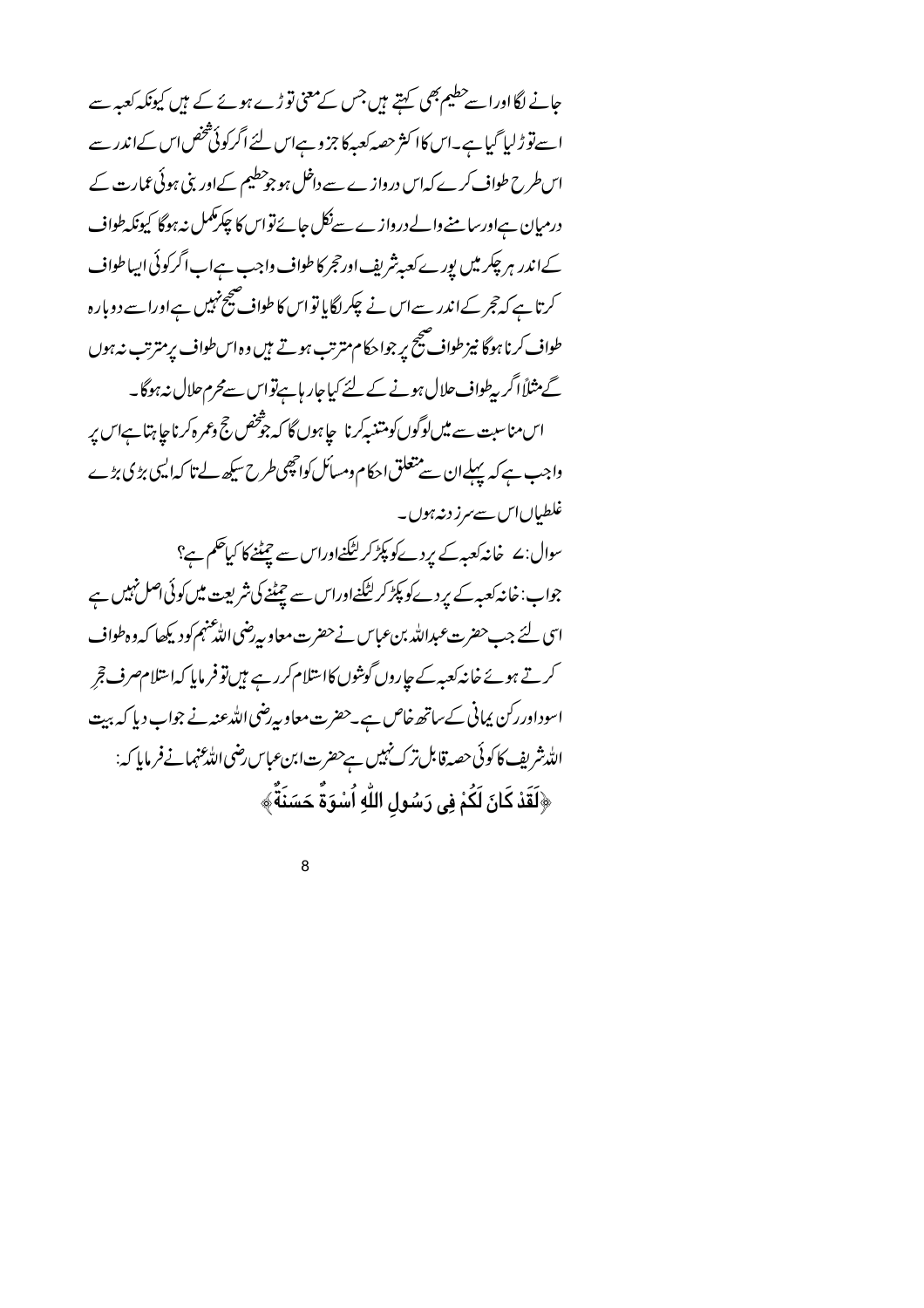جانے لگا اور اسے حطیم بھی کہتے ہیں جس کے معنی توڑے ہوئے کے ہیں کیونکہ کعبہ سے اسے توڑ لیا گیا ہے۔ اس کا اکثر حصہ کعبہ کا جزو ہے اس لئے اگر کوئی شخص اس کے اندر سے اس طرح طواف کرے کہ اس دروازے سے داخل ہو جو حطیم کے اور بنی ہوئی عمارت کے درمیان ہے اور سامنے والے دروازے سے نکل جائے تو اس کا چکر مکمل نہ ہوگا کیونکہ طواف کے اندر ہر چکر میں پورے کعبہ شریف اور حجر کا طواف واجب ہے اب اگر کوئی ایسا طواف کرتا ہے کہ حجر کے اندر سے اس نے چکر لگایا تو اس کا طواف صحیح نہیں ہے اور اسے دوبارہ طواف کرنا ہوگا نیز طواف صحیح پر جو احکام مترتب ہوتے ہیں وہ اس طواف پر مترتب نہ ہوں گے مثلاً اگر یہ طواف حلال ہونے کے لئے کیا جارہا ہے تو اس سے محرم حلال نہ ہوگا۔

اس مناسبت سے میں لوگوں کو متنبہ کرنا چاہوں گا کہ جو شخص حج وعمرہ کرنا چاہتا ہے اس پر واجب ہے کہ پہلے ان سے متعلق احکام ومسائل کو اچھی طرح سیکھ لے تاکہ ایسی بڑی بڑی غلطیاں اس سے سرزد نہ ہوں۔

سوال: ۷ خانہ کعبہ کے پردے کو پکڑ کر لٹکنے اور اس سے چمٹنے کا کیا حکم ہے؟

جواب: خانہ کعبہ کے پردے کو پکڑ کر لٹکنے اور اس سے چمٹنے کی شریعت میں کوئی اصل نہیں ہے اسی لئے جب حضرت عبداللہ بن عباس نے حضرت معاویہ رضی اللہ عنہم کو دیکھا کہ وہ طواف کرتے ہوئے خانہ کعبہ کے چاروں گوشوں کا استلام کر رہے ہیں تو فرمایا کہ استلام صرف حجرِ اسود اور رکن یمانی کے ساتھ خاص ہے۔ حضرت معاویہ رضی اللہ عنہ نے جواب دیا کہ بیت اللہ شریف کا کوئی حصہ قابل ترک نہیں ہے حضرت ابن عباس رضی اللہ عنہما نے فرمایا کہ:

﴿لَقَدْ كَانَ لَكُمْ فِي رَسُولِ اللّٰهِ اُسْوَةٌ حَسَنَةٌ﴾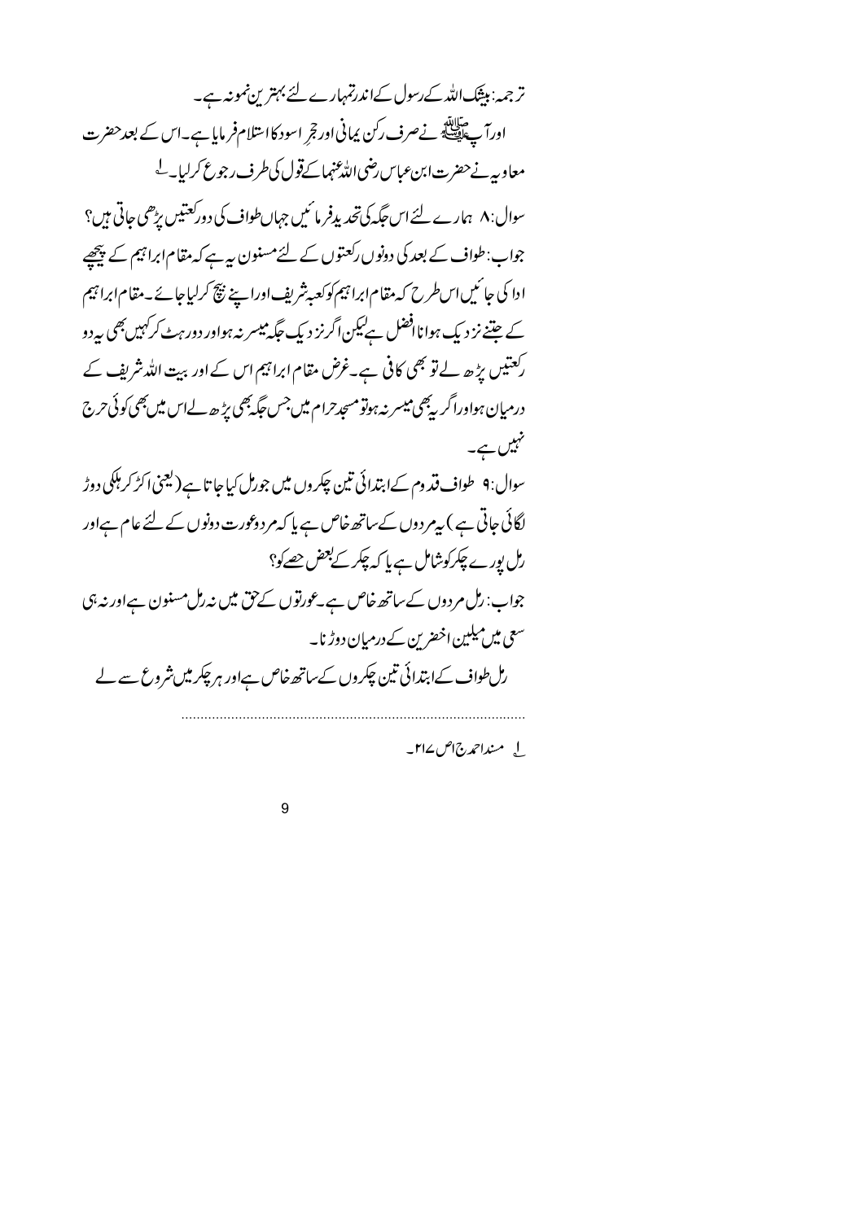ترجمہ: بیشک اللہ کے رسول کے اندر تمہارے لئے بہترین نمونہ ہے۔

اور آپ ﷺ نے صرف رکن یمانی اور حجر اسود کا استلام فرمایا ہے۔ اس کے بعد حضرت معاویہ نے حضرت ابن عباس رضی اللہ عنہما کے قول کی طرف رجوع کر لیا۔[1]

سوال: ۸ ہمارے لئے اس جگہ کی تحدید فرمائیں جہاں طواف کی دو رکعتیں پڑھی جاتی ہیں؟

جواب: طواف کے بعد کی دونوں رکعتوں کے لئے مسنون یہ ہے کہ مقام ابراہیم کے پیچھے ادا کی جائیں اس طرح کہ مقام ابراہیم کو کعبہ شریف اور اپنے بیچ کر لیا جائے۔ مقام ابراہیم کے جتنے نزدیک ہوا نا افضل ہے لیکن اگر نزدیک جگہ میسر نہ ہو اور دور ہٹ کر کہیں بھی یہ دو رکعتیں پڑھ لے تو بھی کافی ہے۔ غرض مقام ابراہیم اس کے اور بیت اللہ شریف کے درمیان ہو اور اگر یہ بھی میسر نہ ہو تو مسجد حرام میں جس جگہ بھی پڑھ لے اس میں بھی کوئی حرج نہیں ہے۔

سوال: ۹ طواف قدوم کے ابتدائی تین چکروں میں جو رمل کیا جاتا ہے (یعنی اکڑ کر ہلکی دوڑ لگائی جاتی ہے) یہ مردوں کے ساتھ خاص ہے یا کہ مرد و عورت دونوں کے لئے عام ہے اور رمل پورے چکر کو شامل ہے یا کہ چکر کے بعض حصے کو؟

جواب: رمل مردوں کے ساتھ خاص ہے۔ عورتوں کے حق میں نہ رمل مسنون ہے اور نہ ہی سعی میں میلین اخضرین کے درمیان دوڑنا۔

رمل طواف کے ابتدائی تین چکروں کے ساتھ خاص ہے اور ہر چکر میں شروع سے لے

---

[1] مسند احمد ج ا ص ۲۱۷۔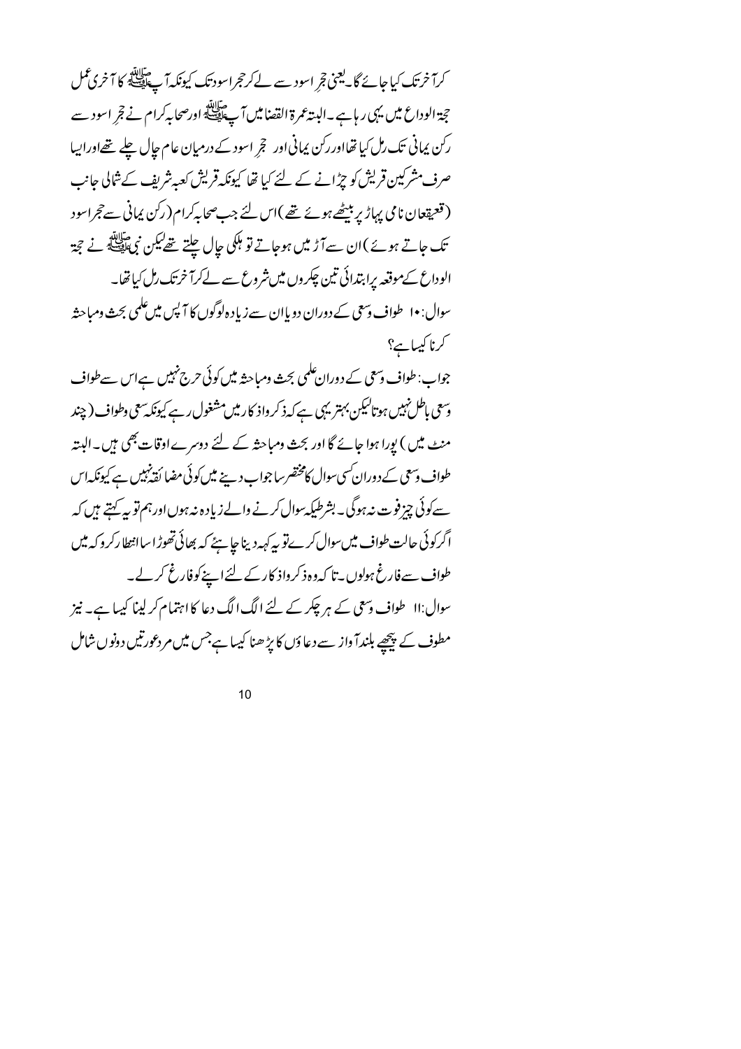کرآخر تک کیا جائے گا۔ یعنی حجرِ اسود سے لے کر حجر اسود تک کیونکہ آپ ﷺ کا آخری عمل حجۃ الوداع میں یہی رہا ہے۔ البتہ عمرۃ القضا میں آپ ﷺ اور صحابہ کرام نے حجرِ اسود سے رکن یمانی تک رمل کیا تھا اور رکن یمانی اور حجرِ اسود کے درمیان عام چال چلے تھے اور ایسا صرف مشرکین قریش کو چڑانے کے لئے کیا تھا کیونکہ قریش کعبہ شریف کے شمالی جانب (قعیقعان نامی پہاڑ پر بیٹھے ہوئے تھے) اس لئے جب صحابہ کرام (رکن یمانی سے حجر اسود تک جاتے ہوئے) ان سے آڑ میں ہو جاتے تو ہلکی چال چلتے تھے لیکن نبی ﷺ نے حجۃ الوداع کے موقعہ پر ابتدائی تین چکروں میں شروع سے لے کر آخر تک رمل کیا تھا۔

سوال: ۱۰ طواف وسعی کے دوران دو یا ان سے زیادہ لوگوں کا آپس میں علمی بحث ومباحثہ کرنا کیسا ہے؟

جواب: طواف وسعی کے دوران علمی بحث ومباحثہ میں کوئی حرج نہیں ہے اس سے طواف وسعی باطل نہیں ہوتا لیکن بہتر یہی ہے کہ ذکر واذکار میں مشغول رہے کیونکہ سعی وطواف (چند منٹ میں) پورا ہوا جائے گا اور بحث ومباحثہ کے لئے دوسرے اوقات بھی ہیں۔ البتہ طواف وسعی کے دوران کسی سوال کا مختصر سا جواب دینے میں کوئی مضائقہ نہیں ہے کیونکہ اس سے کوئی چیز فوت نہ ہوگی۔ بشرطیکہ سوال کرنے والے زیادہ نہ ہوں اور ہم تو یہ کہتے ہیں کہ اگر کوئی حالت طواف میں سوال کرے تو یہ کہہ دینا چاہئے کہ بھائی تھوڑا سا انتظار کرو کہ میں طواف سے فارغ ہولوں۔ تاکہ وہ ذکر واذکار کے لئے اپنے کو فارغ کر لے۔

سوال: ۱۱ طواف وسعی کے ہر چکر کے لئے الگ الگ دعا کا اہتمام کر لینا کیسا ہے۔ نیز مطوف کے پیچھے بلند آواز سے دعاؤں کا پڑھنا کیسا ہے جس میں مرد عورتیں دونوں شامل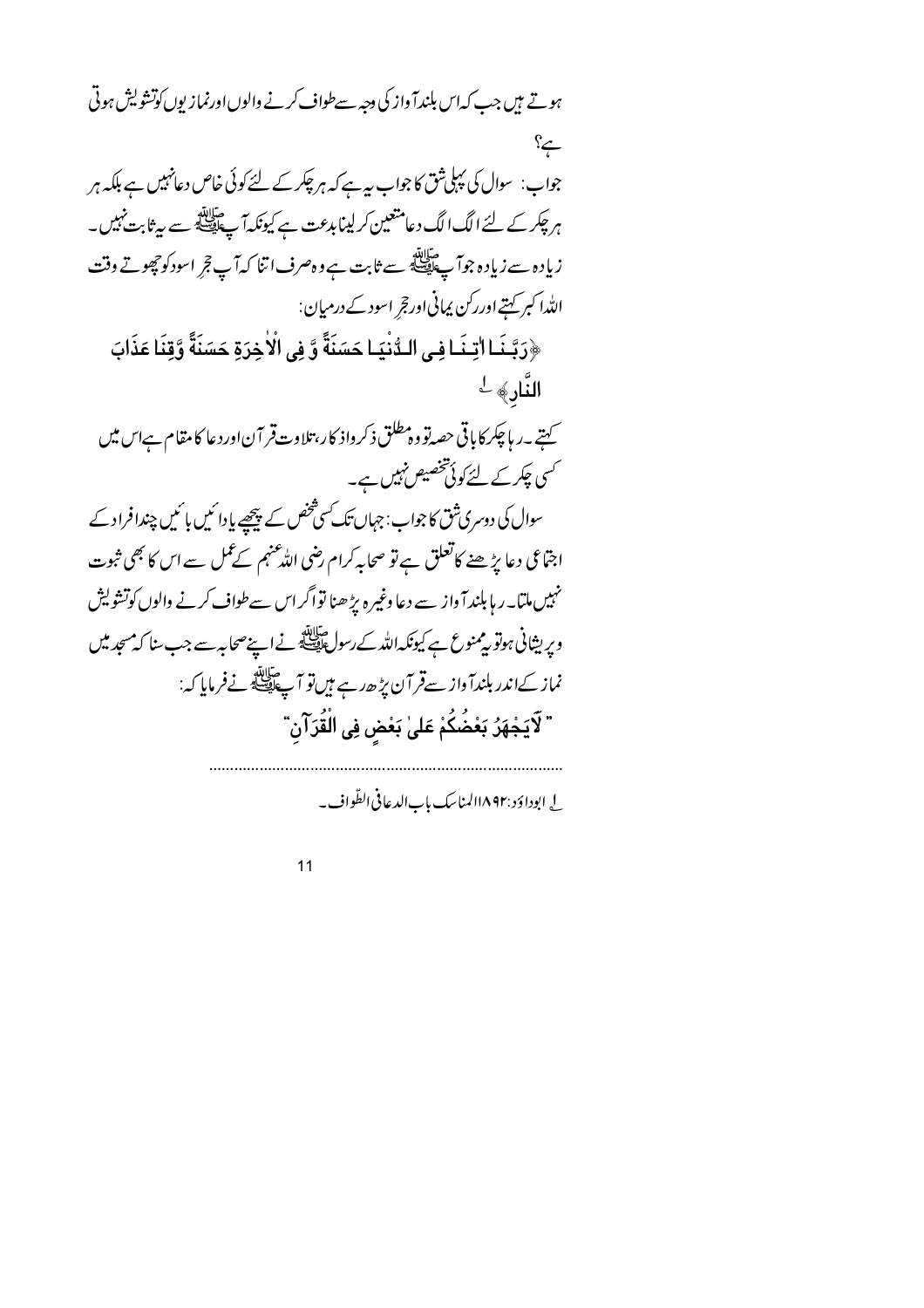ہوتے ہیں جب کہ اس بلند آواز کی وجہ سے طواف کرنے والوں اور نمازیوں کو تشویش ہوتی ہے؟

جواب: سوال کی پہلی شق کا جواب یہ ہے کہ ہر چکر کے لئے کوئی خاص دعا نہیں ہے بلکہ ہر ہر چکر کے لئے الگ الگ دعا متعین کر لینا بدعت ہے کیونکہ آپ ﷺ سے یہ ثابت نہیں۔ زیادہ سے زیادہ جو آپ ﷺ سے ثابت ہے وہ صرف اتنا کہ آپ حجرِ اسود کو چھوتے وقت اللہ اکبر کہتے اور رکن یمانی اور حجرِ اسود کے درمیان:

﴿رَبَّنَـا اٰتِـنَـا فِـى الـدُّنْيَـا حَسَنَةً وَّ فِى الْاٰخِرَةِ حَسَنَةً وَّقِنَا عَذَابَ النَّارِ﴾ [1]

کہتے۔ رہا چکر کا باقی حصہ تو وہ مطلق ذکر واذکار، تلاوت قرآن اور دعا کا مقام ہے اس میں کسی چکر کے لئے کوئی تخصیص نہیں ہے۔

سوال کی دوسری شق کا جواب: جہاں تک کسی شخص کے پیچھے یا دائیں بائیں چند افراد کے اجتماعی دعا پڑھنے کا تعلق ہے تو صحابہ کرام رضی اللہ عنہم کے عمل سے اس کا بھی ثبوت نہیں ملتا۔ رہا بلند آواز سے دعا وغیرہ پڑھنا تو اگر اس سے طواف کرنے والوں کو تشویش و پریشانی ہو تو یہ ممنوع ہے کیونکہ اللہ کے رسول ﷺ نے اپنے صحابہ سے جب سنا کہ مسجد میں نماز کے اندر بلند آواز سے قرآن پڑھ رہے ہیں تو آپ ﷺ نے فرمایا کہ:

"لَاَيَجْهَرُ بَعْضُكُمْ عَلٰى بَعْضٍ فِى الْقُرْآنِ"

---

[1] ابوداؤد: ۱۸۹۲ المناسک باب الدعا فی الطواف۔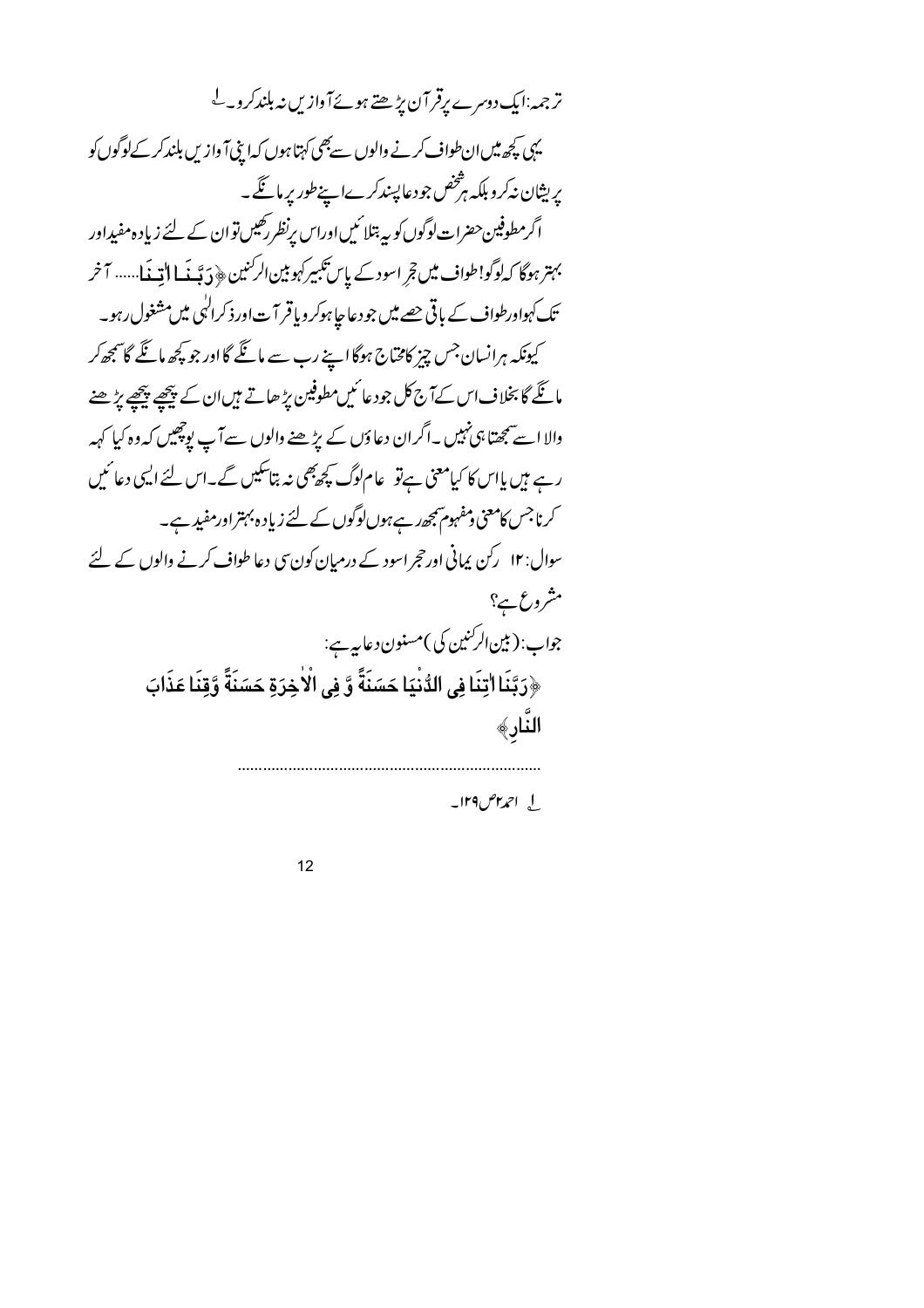ترجمہ: ایک دوسرے پر قرآن پڑھتے ہوئے آوازیں نہ بلند کرو۔[1]

یہی کچھ میں ان طواف کرنے والوں سے بھی کہتا ہوں کہ اپنی آوازیں بلند کرکے لوگوں کو پریشان نہ کرو بلکہ ہر شخص جو دعا پسند کرے اپنے طور پر مانگے۔

اگر مطوفین حضرات لوگوں کو یہ بتلائیں اور اس پر نظر رکھیں تو ان کے لئے زیادہ مفید اور بہتر ہوگا کہ لوگو! طواف میں حجرِ اسود کے پاس تکبیر کہو بین الرکنین ﴿رَبَّنَا اٰتِنَا...... آخر تک کہو اور طواف کے باقی حصے میں جو دعا چاہو کرو یا قرآت اور ذکر الٰہی میں مشغول رہو۔

کیونکہ ہر انسان جس چیز کا محتاج ہوگا اپنے رب سے مانگے گا اور جو کچھ مانگے گا سمجھ کر مانگے گا بخلاف اس کے آج کل جو دعائیں مطوفین پڑھاتے ہیں ان کے پیچھے پیچھے پڑھنے والا اسے سمجھتا ہی نہیں۔ اگر ان دعاؤں کے پڑھنے والوں سے آپ پوچھیں کہ وہ کیا کہہ رہے ہیں یا اس کا کیا معنی ہے تو عام لوگ کچھ بھی نہ بتا سکیں گے۔ اس لئے ایسی دعائیں کرنا جس کا معنی و مفہوم سمجھ رہے ہوں لوگوں کے لئے زیادہ بہتر اور مفید ہے۔

سوال: ۱۲ رکن یمانی اور حجر اسود کے درمیان کون سی دعا طواف کرنے والوں کے لئے مشروع ہے؟

جواب: (بین الرکنین کی) مسنون دعا یہ ہے:

﴿رَبَّنَا اٰتِنَا فِی الدُّنْیَا حَسَنَةً وَّ فِی الْاٰخِرَةِ حَسَنَةً وَّقِنَا عَذَابَ النَّارِ﴾

---

[1] احمد ۲/ص ۱۲۹۔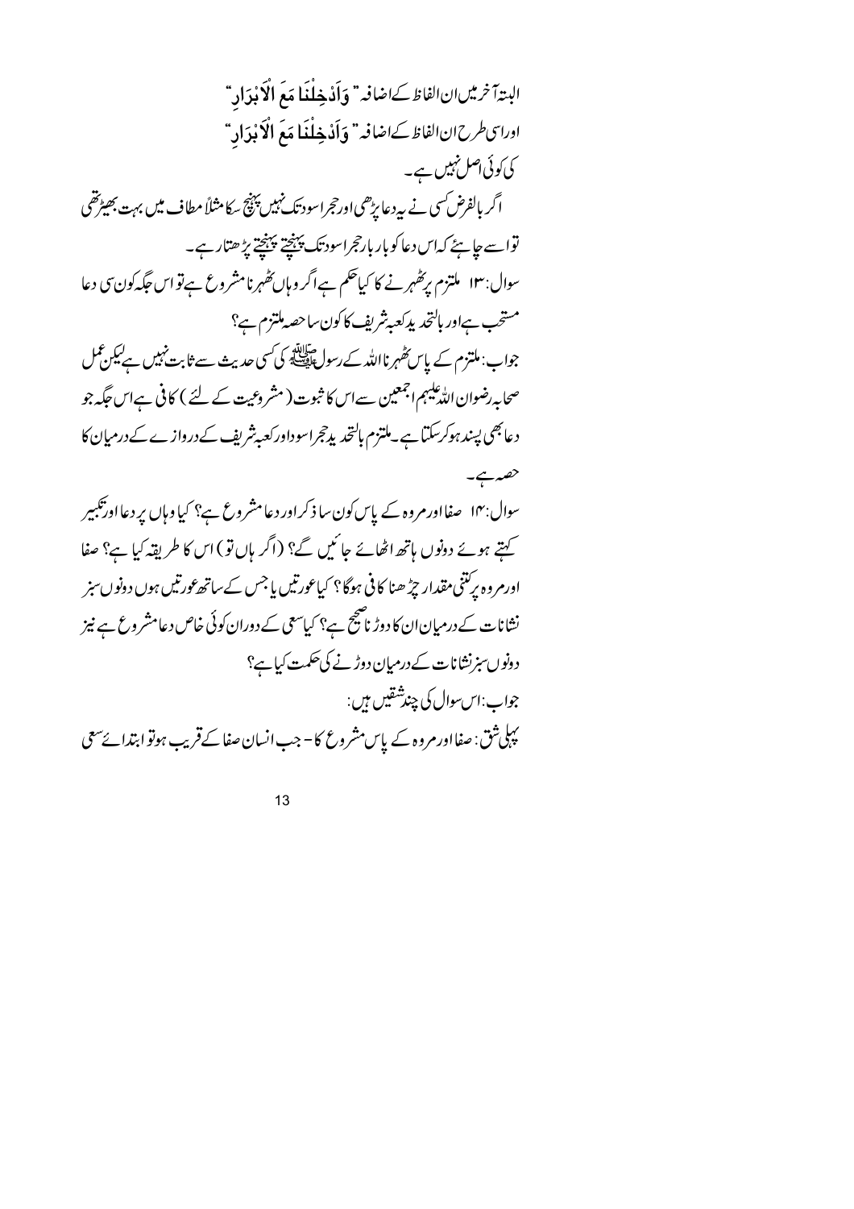البتہ آخر میں ان الفاظ کے اضافہ " وَاَدْخِلْنَا مَعَ الْاَبْرَارِ "

اوراسی طرح ان الفاظ کے اضافہ " وَاَدْخِلْنَا مَعَ الْاَبْرَارِ "

کی کوئی اصل نہیں ہے۔

اگر بالفرض کسی نے یہ دعا پڑھی اور حجر اسود تک نہیں پہنچ سکا مثلاً مطاف میں بہت بھیڑ تھی تو اسے چاہئے کہ اس دعا کو بار بار حجر اسود تک پہنچتے پہنچتے پڑھتا رہے۔

سوال: ۱۳ ملتزم پر ٹھہرنے کا کیا حکم ہے اگر وہاں ٹھہرنا مشروع ہے تو اس جگہ کون سی دعا مستحب ہے اور بالتحدید کعبہ شریف کا کون سا حصہ ملتزم ہے؟

جواب: ملتزم کے پاس ٹھہرنا اللہ کے رسول ﷺ کی کسی حدیث سے ثابت نہیں ہے لیکن عمل صحابہ رضوان اللہ علیہم اجمعین سے اس کا ثبوت (مشروعیت کے لئے) کافی ہے اس جگہ جو دعا بھی پسند ہو کر سکتا ہے۔ ملتزم بالتحدید حجر اسود اور کعبہ شریف کے دروازے کے درمیان کا حصہ ہے۔

سوال: ۱۴ صفا اور مروہ کے پاس کون سا ذکر اور دعا مشروع ہے؟ کیا وہاں پر دعا اور تکبیر کہتے ہوئے دونوں ہاتھ اٹھائے جائیں گے؟ (اگر ہاں تو) اس کا طریقہ کیا ہے؟ صفا اور مروہ پر کتنی مقدار چڑھنا کافی ہوگا؟ کیا عورتیں یا جس کے ساتھ عورتیں ہوں دونوں سبز نشانات کے درمیان ان کا دوڑنا صحیح ہے؟ کیا سعی کے دوران کوئی خاص دعا مشروع ہے نیز دونوں سبز نشانات کے درمیان دوڑنے کی حکمت کیا ہے؟

جواب: اس سوال کی چند شقیں ہیں:

پہلی شق: صفا اور مروہ کے پاس مشروع کا - جب انسان صفا کے قریب ہو تو ابتدائے سعی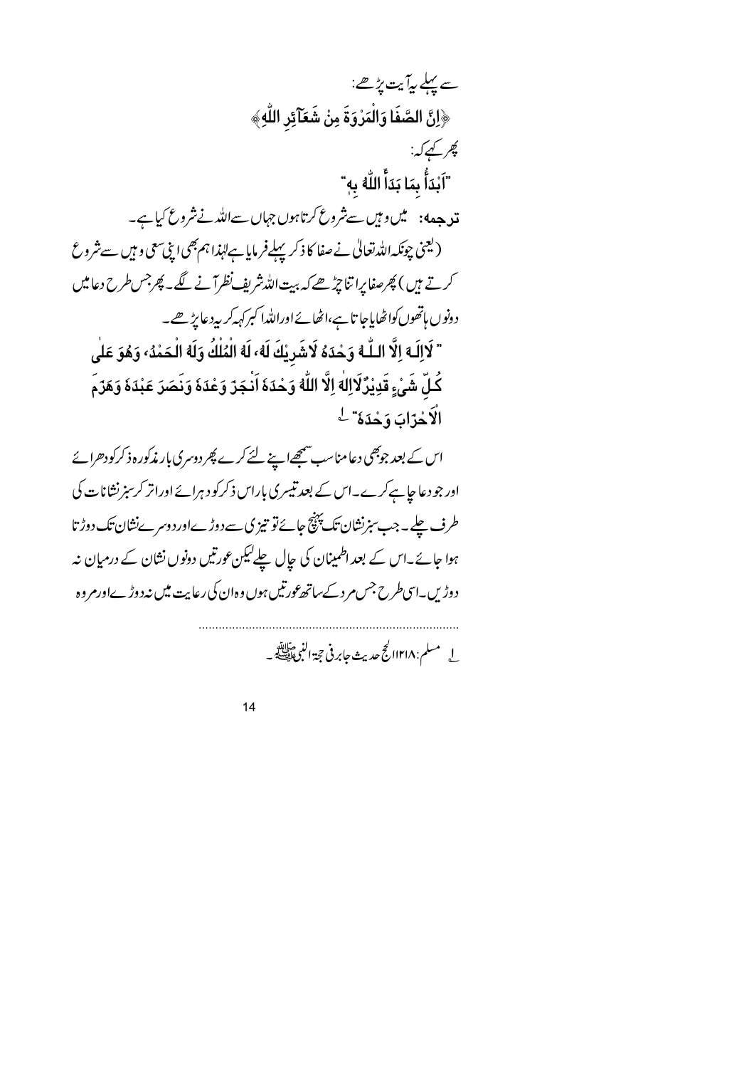سے پہلے یہ آیت پڑھے:

﴿اِنَّ الصَّفَا وَالْمَرْوَةَ مِنْ شَعَآئِرِ اللّٰهِ﴾

پھر کہے کہ:

"اَبْدَأُ بِمَا بَدَأَ اللّٰهُ بِهٖ"

**ترجمه:** میں وہیں سے شروع کرتا ہوں جہاں سے اللہ نے شروع کیا ہے۔

(یعنی چونکہ اللہ تعالیٰ نے صفا کا ذکر پہلے فرمایا ہے لہٰذا ہم بھی اپنی سعی وہیں سے شروع کرتے ہیں) پھر صفا پر اتنا چڑھے کہ بیت اللہ شریف نظر آنے لگے۔ پھر جس طرح دعا میں دونوں ہاتھوں کو اٹھایا جاتا ہے، اٹھائے اور اللہ اکبر کہہ کر یہ دعا پڑھے۔

" لَااِلٰـهَ اِلَّا اللّٰـهُ وَحْدَهٗ لَاشَرِيْكَ لَهٗ، لَهُ الْمُلْكُ وَلَهُ الْحَمْدُ، وَهُوَ عَلٰى كُلِّ شَيْءٍ قَدِيْرٌ لَااِلٰهَ اِلَّا اللّٰهُ وَحْدَهٗ اَنْجَزَ وَعْدَهٗ وَنَصَرَ عَبْدَهٗ وَهَزَمَ الْاَحْزَابَ وَحْدَهٗ" [1]

اس کے بعد جو بھی دعا مناسب سمجھے اپنے لئے کرے پھر دوسری بار مذکورہ ذکر کو دھرائے اور جو دعا چاہے کرے۔ اس کے بعد تیسری بار اس ذکر کو دہرائے اور اتر کر سبز نشانات کی طرف چلے۔ جب سبز نشان تک پہنچ جائے تو تیزی سے دوڑے اور دوسرے نشان تک دوڑتا ہوا جائے۔ اس کے بعد اطمینان کی چال چلے لیکن عورتیں دونوں نشان کے درمیان نہ دوڑیں۔ اسی طرح جس مرد کے ساتھ عورتیں ہوں وہ ان کی رعایت میں نہ دوڑے اور مرد وہ

---

[1] مسلم: ۱۲۱۸ الحج حدیث جابر فی حجۃ النبی ﷺ۔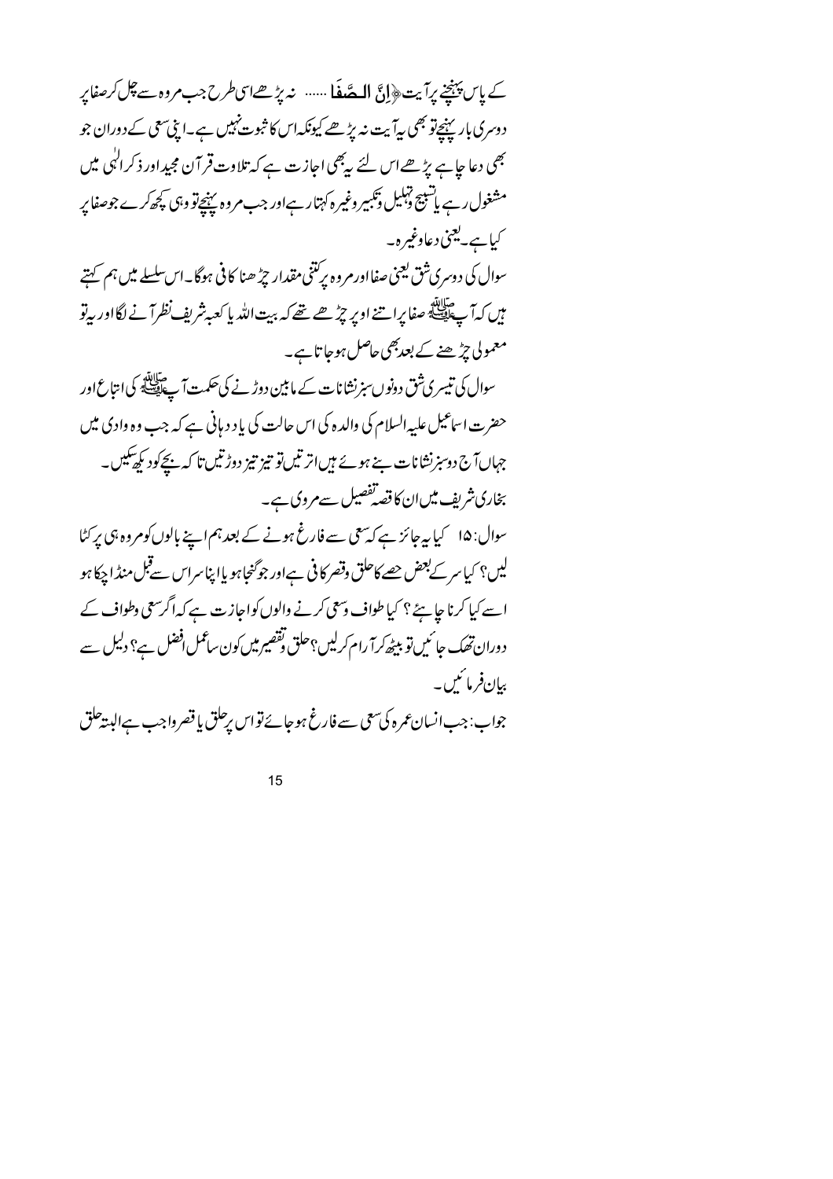کے پاس پہنچنے پر آیت ﴿إِنَّ الصَّفَا ...... نہ پڑھے اسی طرح جب مروہ سے چل کر صفا پر دوسری بار پہنچے تو بھی یہ آیت نہ پڑھے کیونکہ اس کا ثبوت نہیں ہے۔ اپنی سعی کے دوران جو بھی دعا چاہے پڑھے اس لئے یہ بھی اجازت ہے کہ تلاوت قرآن مجید اور ذکر الٰہی میں مشغول رہے یا تسبیح وتہلیل وتکبیر وغیرہ کہتا رہے اور جب مروہ پہنچے تو وہی کچھ کرے جو صفا پر کیا ہے۔ یعنی دعا وغیرہ۔

سوال کی دوسری شق یعنی صفا اور مروہ پر کتنی مقدار چڑھنا کافی ہوگا۔ اس سلسلے میں ہم کہتے ہیں کہ آپ ﷺ صفا پر اتنے اوپر چڑھے تھے کہ بیت اللہ یا کعبہ شریف نظر آنے لگا اور یہ تو معمولی چڑھنے کے بعد بھی حاصل ہو جاتا ہے۔

سوال کی تیسری شق دونوں سبز نشانات کے مابین دوڑنے کی حکمت آپ ﷺ کی اتباع اور حضرت اسماعیل علیہ السلام کی والدہ کی اس حالت کی یاد دہانی ہے کہ جب وہ وادی میں جہاں آج دو سبز نشانات بنے ہوئے ہیں اترتیں تو تیز تیز دوڑتیں تا کہ بچے کو دیکھ سکیں۔ بخاری شریف میں ان کا قصہ تفصیل سے مروی ہے۔

سوال: ۱۵ کیا یہ جائز ہے کہ سعی سے فارغ ہونے کے بعد ہم اپنے بالوں کو مروہ ہی پر کٹا لیں؟ کیا سر کے بعض حصے کا حلق وقصر کافی ہے اور جو گنجا ہو یا اپنا سر اس سے قبل منڈا چکا ہو اسے کیا کرنا چاہئے؟ کیا طواف وسعی کرنے والوں کو اجازت ہے کہ اگر سعی وطواف کے دوران تھک جائیں تو بیٹھ کر آرام کر لیں؟ حلق وتقصیر میں کون سا عمل افضل ہے؟ دلیل سے بیان فرمائیں۔

جواب: جب انسان عمرہ کی سعی سے فارغ ہو جائے تو اس پر حلق یا قصر واجب ہے البتہ حلق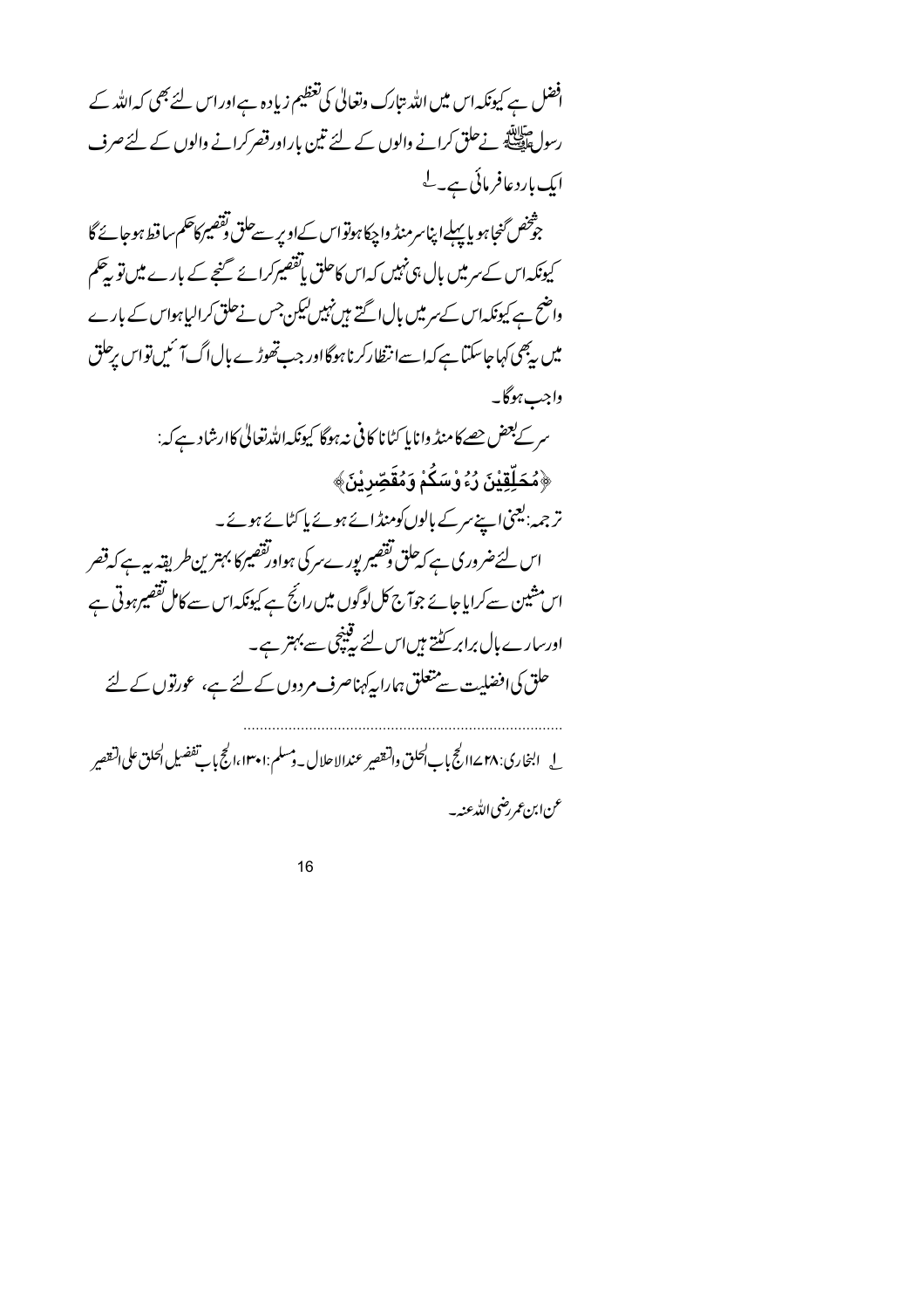افضل ہے کیونکہ اس میں اللہ تبارک وتعالی کی تعظیم زیادہ ہے اور اس لئے بھی کہ اللہ کے رسول ﷺ نے حلق کرانے والوں کے لئے تین بار اور قصر کرانے والوں کے لئے صرف ایک بار دعا فرمائی ہے۔[1]

جو شخص گنجا ہو یا پہلے اپنا سر منڈوا چکا ہو تو اس کے اوپر سے حلق وتقصیر کا حکم ساقط ہو جائے گا کیونکہ اس کے سر میں بال ہی نہیں کہ اس کا حلق یا تقصیر کرائے گنجے کے بارے میں تو یہ حکم واضح ہے کیونکہ اس کے سر میں بال اگتے ہیں نہیں لیکن جس نے حلق کرالیا ہو اس کے بارے میں یہ بھی کہا جا سکتا ہے کہ اسے انتظار کرنا ہوگا اور جب تھوڑے بال اگ آئیں تو اس پر حلق واجب ہوگا۔

سر کے بعض حصے کا منڈوانا یا کٹانا کافی نہ ہوگا کیونکہ اللہ تعالی کا ارشاد ہے کہ:

﴿مُحَلِّقِيْنَ رُءُوْسَكُمْ وَمُقَصِّرِيْنَ﴾

ترجمہ: یعنی اپنے سر کے بالوں کو منڈائے ہوئے یا کٹائے ہوئے۔

اس لئے ضروری ہے کہ حلق وتقصیر پورے سر کی ہو اور تقصیر کا بہترین طریقہ یہ ہے کہ قصر اس مشین سے کرایا جائے جو آج کل لوگوں میں رائج ہے کیونکہ اس سے کامل تقصیر ہوتی ہے اور سارے بال برابر کٹتے ہیں اس لئے یہ قینچی سے بہتر ہے۔

حلق کی افضلیت سے متعلق ہمارا یہ کہنا صرف مردوں کے لئے ہے، عورتوں کے لئے

---

[1] البخاری: ۱۷۲۸ الحج باب الحلق والتقصیر عند الاحلال۔ ومسلم: ۱۳۰۱، الحج باب تفضیل الحلق علی التقصیر عن ابن عمر رضی اللہ عنہ۔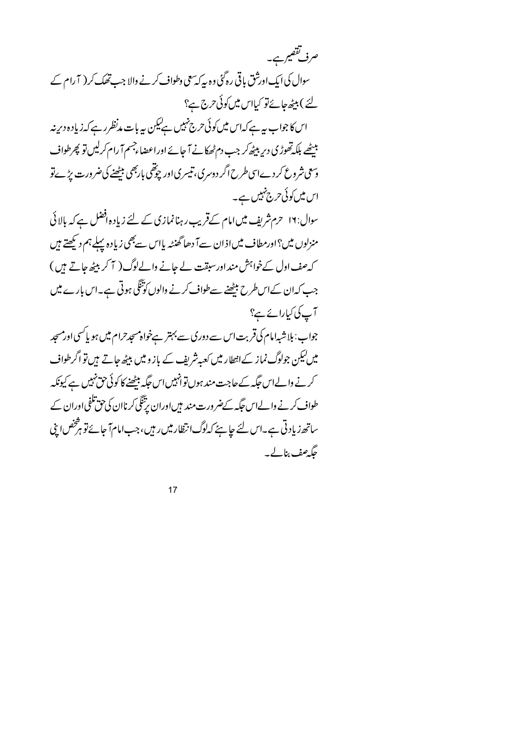صرف تقصیر ہے۔

سوال کی ایک اور شق باقی رہ گئی وہ یہ کہ سعی وطواف کرنے والا جب تھک کر (آرام کے لئے) بیٹھ جائے تو کیا اس میں کوئی حرج ہے؟

اس کا جواب یہ ہے کہ اس میں کوئی حرج نہیں ہے لیکن یہ بات مدنظر رہے کہ زیادہ دیر نہ بیٹھے بلکہ تھوڑی دیر بیٹھ کر جب دم ٹھکانے آجائے اور اعضاء جسم آرام کر لیں تو پھر طواف وسعی شروع کردے اسی طرح اگر دوسری، تیسری اور چوتھی بار بھی بیٹھنے کی ضرورت پڑے تو اس میں کوئی حرج نہیں ہے۔

سوال: ۱۶ حرم شریف میں امام کے قریب رہنا نمازی کے لئے زیادہ افضل ہے کہ بالائی منزلوں میں؟ اور مطاف میں اذان سے آدھا گھنٹہ یا اس سے بھی زیادہ پہلے ہم دیکھتے ہیں کہ صف اول کے خواہش مند اور سبقت لے جانے والے لوگ (آکر بیٹھ جاتے ہیں) جب کہ ان کے اس طرح بیٹھنے سے طواف کرنے والوں کو تنگی ہوتی ہے۔ اس بارے میں آپ کی کیا رائے ہے؟

جواب: بلاشبہ امام کی قربت اس سے دوری سے بہتر ہے خواہ مسجد حرام میں ہو یا کسی اور مسجد میں لیکن جو لوگ نماز کے انتظار میں کعبہ شریف کے بازو میں بیٹھ جاتے ہیں تو اگر طواف کرنے والے اس جگہ کے حاجت مند ہوں تو انہیں اس جگہ بیٹھنے کا کوئی حق نہیں ہے کیونکہ طواف کرنے والے اس جگہ کے ضرورت مند ہیں اور ان پر تنگی کرنا ان کی حق تلفی اور ان کے ساتھ زیادتی ہے۔ اس لئے چاہئے کہ لوگ انتظار میں رہیں، جب امام آجائے تو ہر شخص اپنی جگہ صف بنالے۔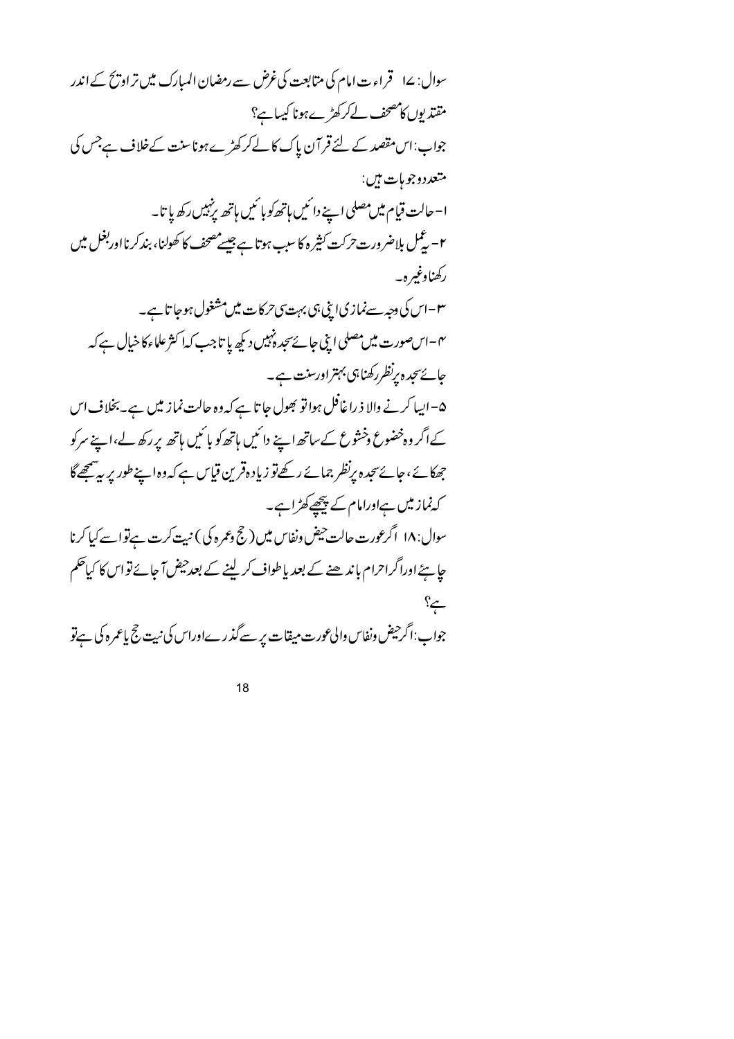سوال: ۱۷ قراءت امام کی متابعت کی غرض سے رمضان المبارک میں تراویح کے اندر مقتدیوں کا مصحف لے کر کھڑے ہونا کیسا ہے؟

جواب: اس مقصد کے لئے قرآن پاک کا لے کر کھڑے ہونا سنت کے خلاف ہے جس کی متعدد وجوہات ہیں:

۱- حالت قیام میں مصلی اپنے دائیں ہاتھ کو بائیں ہاتھ پر نہیں رکھ پاتا۔

۲- یہ عمل بلاضرورت حرکت کثیرہ کا سبب ہوتا ہے جیسے مصحف کا کھولنا، بند کرنا اور بغل میں رکھنا وغیرہ۔

۳- اس کی وجہ سے نمازی اپنی ہی بہت سی حرکات میں مشغول ہو جاتا ہے۔

۴- اس صورت میں مصلی اپنی جائے سجدہ نہیں دیکھ پاتا جب کہ اکثر علماء کا خیال ہے کہ جائے سجدہ پر نظر رکھنا ہی بہتر اور سنت ہے۔

۵- ایسا کرنے والا ذرا غافل ہوا تو بھول جاتا ہے کہ وہ حالت نماز میں ہے۔ بخلاف اس کے اگر وہ خضوع وخشوع کے ساتھ اپنے دائیں ہاتھ کو بائیں ہاتھ پر رکھ لے، اپنے سر کو جھکائے، جائے سجدہ پر نظر جمائے رکھے تو زیادہ قرین قیاس ہے کہ وہ اپنے طور پر یہ سمجھے گا کہ نماز میں ہے اور امام کے پیچھے کھڑا ہے۔

سوال: ۱۸ اگر عورت حالت حیض ونفاس میں (حج وعمرہ کی) نیت کرتی ہے تو اسے کیا کرنا چاہئے اور اگر احرام باندھنے کے بعد یا طواف کر لینے کے بعد حیض آ جائے تو اس کا کیا حکم ہے؟

جواب: اگر حیض ونفاس والی عورت میقات پر سے گذرے اور اس کی نیت حج یا عمرہ کی ہے تو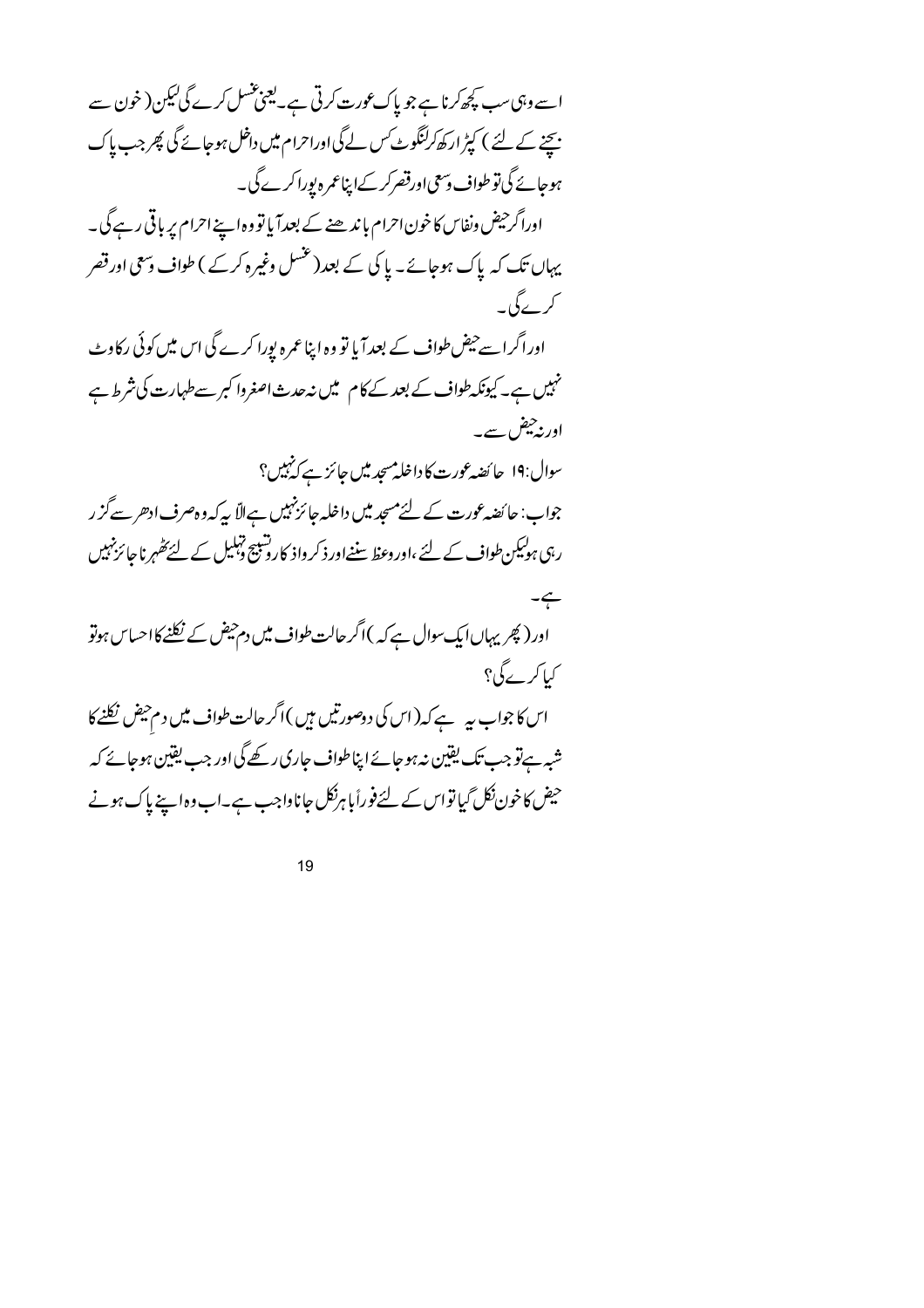اسے وہی سب کچھ کرنا ہے جو پاک عورت کرتی ہے۔یعنی غسل کرے گی لیکن (خون سے بچنے کے لئے ) کپڑا رکھ کر لنگوٹ کس لے گی اور احرام میں داخل ہوجائے گی پھر جب پاک ہوجائے گی تو طواف وسعی اور قصر کر کے اپنا عمرہ پورا کرے گی۔

اور اگر حیض ونفاس کا خون احرام باندھنے کے بعد آیا تو وہ اپنے احرام پر باقی رہے گی۔ یہاں تک کہ پاک ہوجائے۔ پاکی کے بعد (غسل وغیرہ کرکے ) طواف وسعی اور قصر کرے گی۔

اور اگر اسے حیض طواف کے بعد آیا تو وہ اپنا عمرہ پورا کرے گی اس میں کوئی رکاوٹ نہیں ہے۔ کیونکہ طواف کے بعد کے کام میں نہ حدث اصغرو اکبر سے طہارت کی شرط ہے اور نہ حیض سے۔

سوال:۱۹ حائضہ عورت کا داخلہ مسجد میں جائز ہے کہ نہیں؟

جواب: حائضہ عورت کے لئے مسجد میں داخلہ جائز نہیں ہے الّا یہ کہ وہ صرف ادھر سے گزر رہی ہو لیکن طواف کے لئے ،اور وعظ سننے اور ذکر واذکار وتسبیح وتہلیل کے لئے ٹھہرنا جائز نہیں ہے۔

اور (پھر یہاں ایک سوال ہے کہ )اگر حالت طواف میں دم حیض کے نکلنے کا احساس ہو تو کیا کرے گی؟

اس کا جواب یہ ہے کہ (اس کی دوصورتیں ہیں )اگر حالت طواف میں دمِ حیض نکلنے کا شبہ ہے تو جب تک یقین نہ ہوجائے اپنا طواف جاری رکھے گی اور جب یقین ہوجائے کہ حیض کا خون نکل گیا تو اس کے لئے فوراً باہر نکل جانا واجب ہے۔اب وہ اپنے پاک ہونے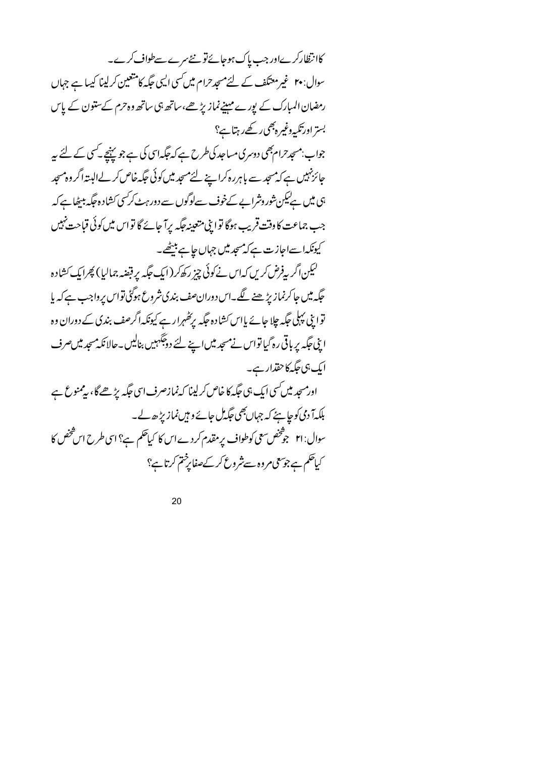کا انتظار کرے اور جب پاک ہوجائے تو نئے سرے سے طواف کرے۔

سوال: ۲۰ غیر معتکف کے لئے مسجد حرام میں کسی ایسی جگہ کا متعین کر لینا کیسا ہے جہاں رمضان المبارک کے پورے مہینے نماز پڑھے، ساتھ ہی ساتھ وہ حرم کے ستون کے پاس بستر اور تکیہ وغیرہ بھی رکھے رہتا ہے؟

جواب: مسجد حرام بھی دوسری مساجد کی طرح ہے کہ جگہ اسی کی ہے جو پہنچے۔ کسی کے لئے یہ جائز نہیں ہے کہ مسجد سے باہر رہ کر اپنے لئے مسجد میں کوئی جگہ خاص کر لے البتہ اگر وہ مسجد ہی میں ہے لیکن شور وشرابے کے خوف سے لوگوں سے دور ہٹ کر کسی کشادہ جگہ بیٹھا ہے کہ جب جماعت کا وقت قریب ہوگا تو اپنی متعینہ جگہ پر آ جائے گا تو اس میں کوئی قباحت نہیں کیونکہ اسے اجازت ہے کہ مسجد میں جہاں چاہے بیٹھے۔

لیکن اگر یہ فرض کریں کہ اس نے کوئی چیز رکھ کر (ایک جگہ پر قبضہ جمالیا) پھر ایک کشادہ جگہ میں جا کر نماز پڑھنے لگے۔ اس دوران صف بندی شروع ہوگئی تو اس پر واجب ہے کہ یا تو اپنی پہلی جگہ چلا جائے یا اس کشادہ جگہ پر ٹھہرا رہے کیونکہ اگر صف بندی کے دوران وہ اپنی جگہ پر باقی رہ گیا تو اس نے مسجد میں اپنے لئے دو جگہیں بنالیں۔ حالانکہ مسجد میں صرف ایک ہی جگہ کا حقدار ہے۔

اور مسجد میں کسی ایک ہی جگہ کا خاص کر لینا کہ نماز صرف اسی جگہ پڑھے گا، یہ ممنوع ہے بلکہ آدمی کو چاہئے کہ جہاں بھی جگہ مل جائے وہیں نماز پڑھ لے۔

سوال: ۲۱ جو شخص سعی کو طواف پر مقدم کر دے اس کا کیا حکم ہے؟ اسی طرح اس شخص کا کیا حکم ہے جو سعی مروہ سے شروع کر کے صفا پر ختم کرتا ہے؟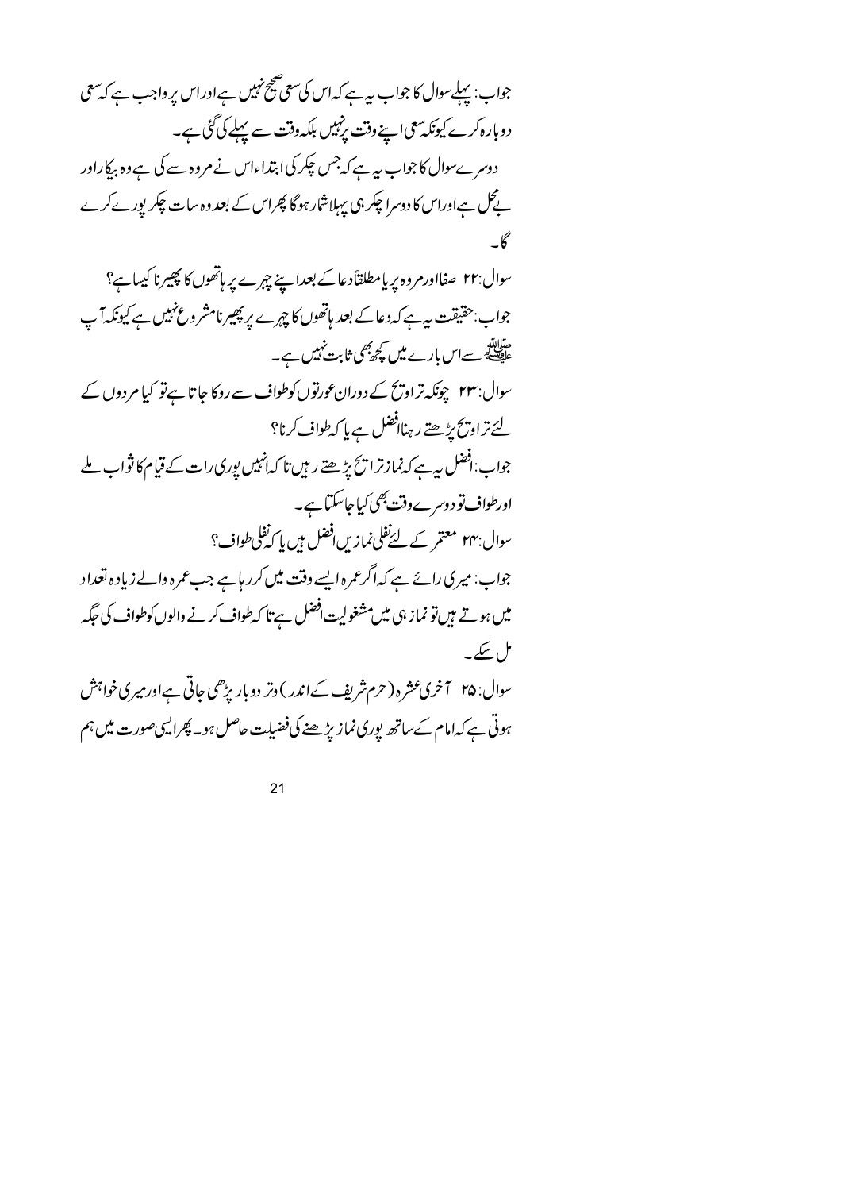جواب: پہلے سوال کا جواب یہ ہے کہ اس کی سعی صحیح نہیں ہے اور اس پر واجب ہے کہ سعی دوبارہ کرے کیونکہ سعی اپنے وقت پر نہیں بلکہ وقت سے پہلے کی گئی ہے۔

دوسرے سوال کا جواب یہ ہے کہ جس چکر کی ابتداء اس نے مروہ سے کی ہے وہ بیکار اور بے محل ہے اور اس کا دوسرا چکر ہی پہلا شمار ہوگا پھر اس کے بعد وہ سات چکر پورے کرے گا۔

سوال: ۲۲ صفا اور مروہ پر یا مطلقاً دعا کے بعد اپنے چہرے پر ہاتھوں کا پھیرنا کیسا ہے؟

جواب: حقیقت یہ ہے کہ دعا کے بعد ہاتھوں کا چہرے پر پھیرنا مشروع نہیں ہے کیونکہ آپ ﷺ سے اس بارے میں کچھ بھی ثابت نہیں ہے۔

سوال: ۲۳ چونکہ تراویح کے دوران عورتوں کو طواف سے روکا جاتا ہے تو کیا مردوں کے لئے تراویح پڑھتے رہنا افضل ہے یا کہ طواف کرنا؟

جواب: افضل یہ ہے کہ نماز تراویح پڑھتے رہیں تا کہ انہیں پوری رات کے قیام کا ثواب ملے اور طواف تو دوسرے وقت بھی کیا جا سکتا ہے۔

سوال: ۲۴ معتمر کے لئے نفلی نمازیں افضل ہیں یا کہ نفلی طواف؟

جواب: میری رائے ہے کہ اگر عمرہ ایسے وقت میں کر رہا ہے جب عمرہ والے زیادہ تعداد میں ہوتے ہیں تو نماز ہی میں مشغولیت افضل ہے تا کہ طواف کرنے والوں کو طواف کی جگہ مل سکے۔

سوال: ۲۵ آخری عشرہ (حرم شریف کے اندر) وتر دوبار پڑھی جاتی ہے اور میری خواہش ہوتی ہے کہ امام کے ساتھ پوری نماز پڑھنے کی فضیلت حاصل ہو۔ پھر ایسی صورت میں ہم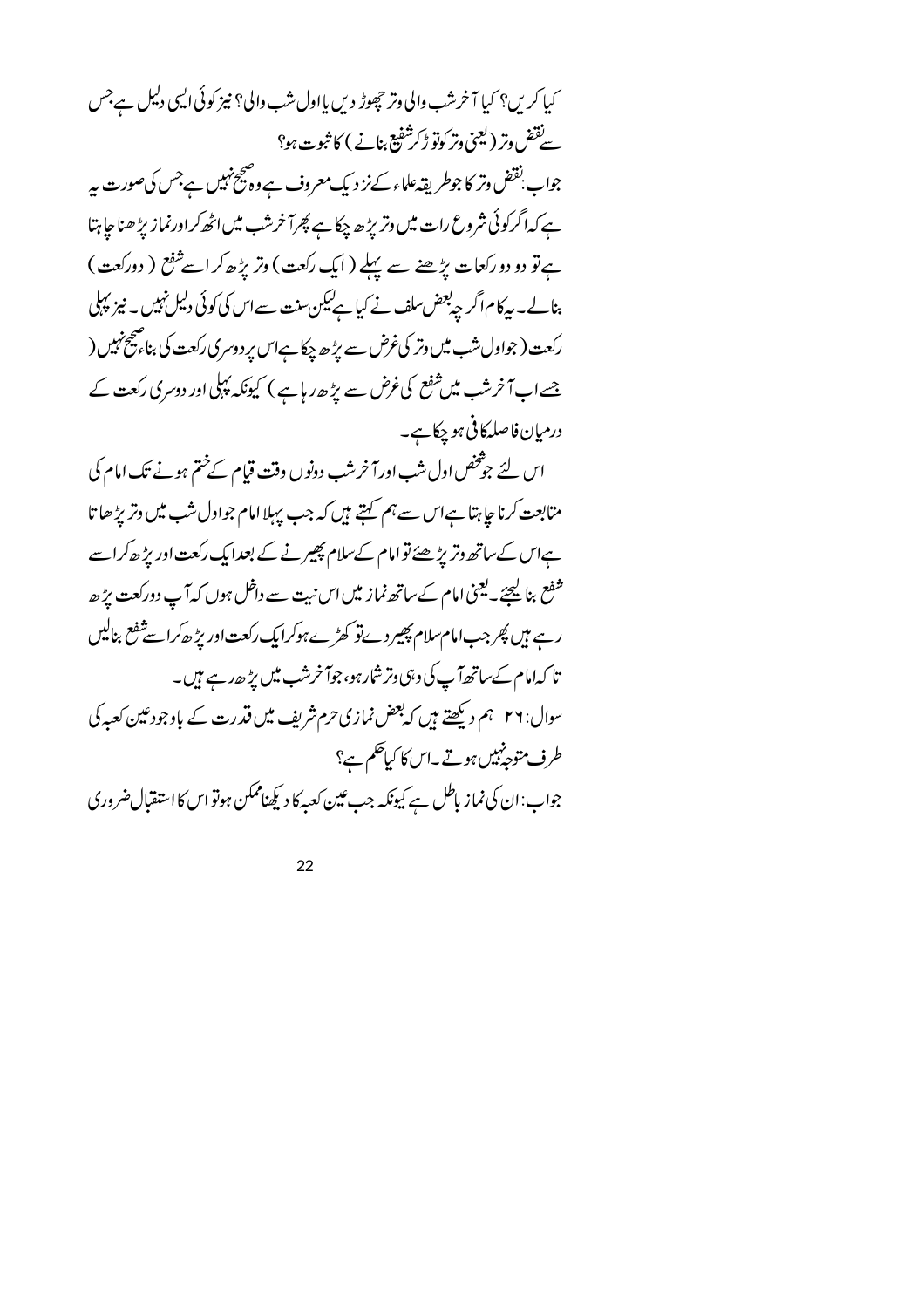کیا کریں؟ کیا آخر شب والی وتر چھوڑ دیں یا اول شب والی؟ نیز کوئی ایسی دلیل ہے جس سے نقض وتر (یعنی وتر کو توڑ کر شفع بنانے) کا ثبوت ہو؟

جواب: نقض وتر کا جو طریقہ علماء کے نزدیک معروف ہے وہ صحیح نہیں ہے جس کی صورت یہ ہے کہ اگر کوئی شروع رات میں وتر پڑھ چکا ہے پھر آخر شب میں اٹھ کر اور نماز پڑھنا چاہتا ہے تو دو دو رکعات پڑھنے سے پہلے (ایک رکعت) وتر پڑھ کر اسے شفع (دو رکعت) بنالے۔ یہ کام اگر چہ بعض سلف نے کیا ہے لیکن سنت سے اس کی کوئی دلیل نہیں۔ نیز پہلی رکعت (جو اول شب میں وتر کی غرض سے پڑھ چکا ہے اس پر دوسری رکعت کی بناء صحیح نہیں (جسے اب آخر شب میں شفع کی غرض سے پڑھ رہا ہے) کیونکہ پہلی اور دوسری رکعت کے درمیان فاصلہ کافی ہو چکا ہے۔

اس لئے جو شخص اول شب اور آخر شب دونوں وقت قیام کے ختم ہونے تک امام کی متابعت کرنا چاہتا ہے اس سے ہم کہتے ہیں کہ جب پہلا امام جو اول شب میں وتر پڑھاتا ہے اس کے ساتھ وتر پڑھئے تو امام کے سلام پھیرنے کے بعد ایک رکعت اور پڑھ کر اسے شفع بنا لیجئے۔ یعنی امام کے ساتھ نماز میں اس نیت سے داخل ہوں کہ آپ دو رکعت پڑھ رہے ہیں پھر جب امام سلام پھیر دے تو کھڑے ہو کر ایک رکعت اور پڑھ کر اسے شفع بنالیں تا کہ امام کے ساتھ آپ کی وہی وتر شمار ہو، جو آخر شب میں پڑھ رہے ہیں۔

سوال: ۲٦ ہم دیکھتے ہیں کہ بعض نمازی حرم شریف میں قدرت کے باوجود عین کعبہ کی طرف متوجہ نہیں ہوتے۔ اس کا کیا حکم ہے؟

جواب: ان کی نماز باطل ہے کیونکہ جب عین کعبہ کا دیکھنا ممکن ہو تو اس کا استقبال ضروری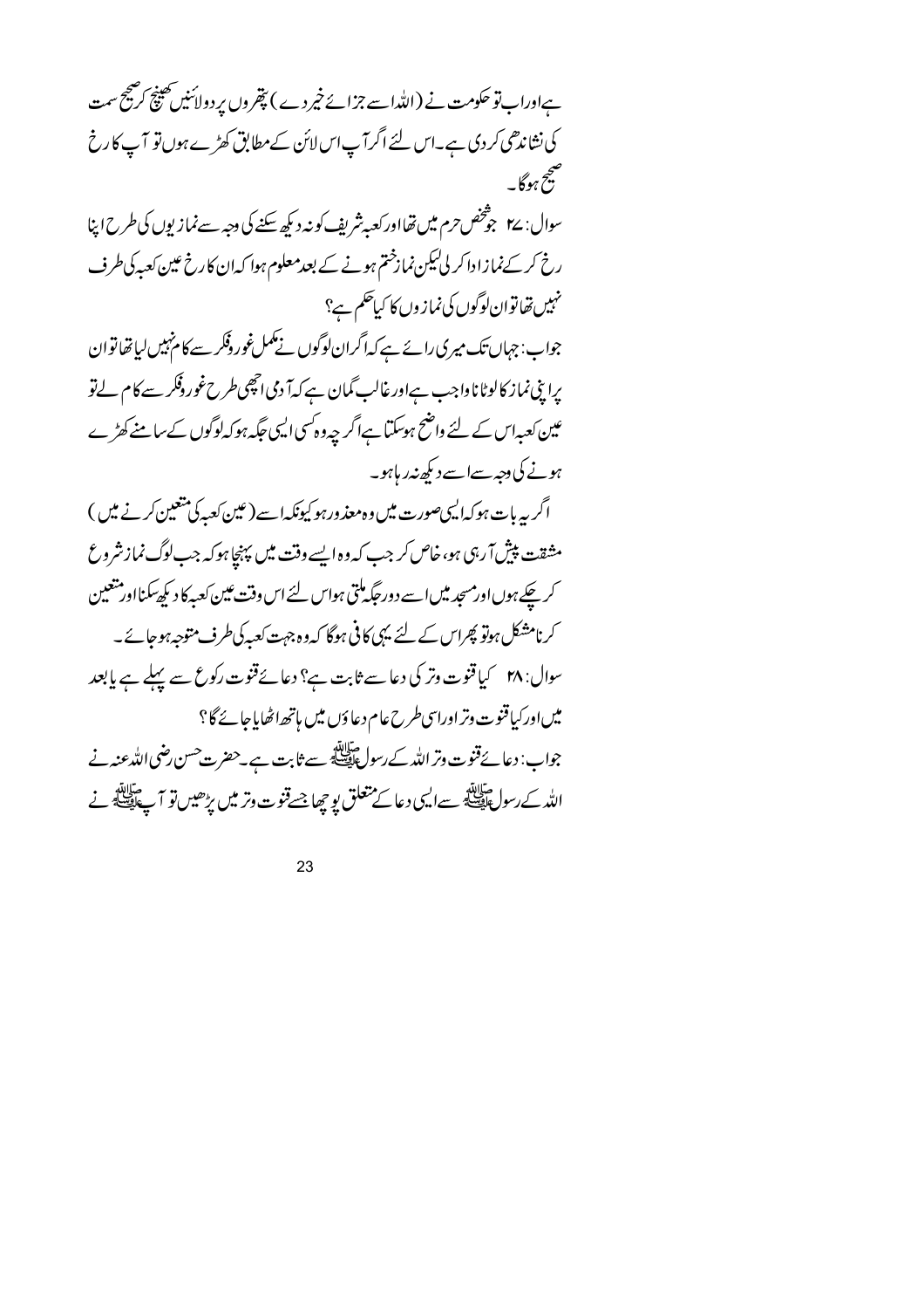ہے اور اب تو حکومت نے (اللہ اسے جزائے خیر دے) پتھروں پر دو لائنیں کھینچ کر صحیح سمت کی نشاندھی کر دی ہے۔ اس لئے اگر آپ اس لائن کے مطابق کھڑے ہوں تو آپ کا رخ صحیح ہوگا۔

سوال: ۲۷ جو شخص حرم میں تھا اور کعبہ شریف کو نہ دیکھ سکنے کی وجہ سے نمازیوں کی طرح اپنا رخ کر کے نماز ادا کر لی لیکن نماز ختم ہونے کے بعد معلوم ہوا کہ ان کا رخ عین کعبہ کی طرف نہیں تھا تو ان لوگوں کی نمازوں کا کیا حکم ہے؟

جواب: جہاں تک میری رائے ہے کہ اگر ان لوگوں نے مکمل غور وفکر سے کام نہیں لیا تھا تو ان پر اپنی نماز کا لوٹانا واجب ہے اور غالب گمان ہے کہ آدمی اچھی طرح غور وفکر سے کام لے تو عین کعبہ اس کے لئے واضح ہوسکتا ہے اگر چہ وہ کسی ایسی جگہ ہو کہ لوگوں کے سامنے کھڑے ہونے کی وجہ سے اسے دیکھ نہ رہا ہو۔

اگر یہ بات ہو کہ ایسی صورت میں وہ معذور ہو کیونکہ اسے (عین کعبہ کی متعین کرنے میں) مشقت پیش آ رہی ہو، خاص کر جب کہ وہ ایسے وقت میں پہنچا ہو کہ جب لوگ نماز شروع کر چکے ہوں اور مسجد میں اسے دور جگہ ملتی ہو اس لئے اس وقت عین کعبہ کا دیکھ سکنا اور متعین کرنا مشکل ہو تو پھر اس کے لئے یہی کافی ہوگا کہ وہ جہت کعبہ کی طرف متوجہ ہو جائے۔

سوال: ۲۸ کیا قنوت وتر کی دعا سے ثابت ہے؟ دعائے قنوت رکوع سے پہلے ہے یا بعد میں اور کیا قنوت وتر اور اسی طرح عام دعاؤں میں ہاتھ اٹھایا جائے گا؟

جواب: دعائے قنوت وتر اللہ کے رسول ﷺ سے ثابت ہے۔ حضرت حسن رضی اللہ عنہ نے اللہ کے رسول ﷺ سے ایسی دعا کے متعلق پوچھا جسے قنوت وتر میں پڑھیں تو آپ ﷺ نے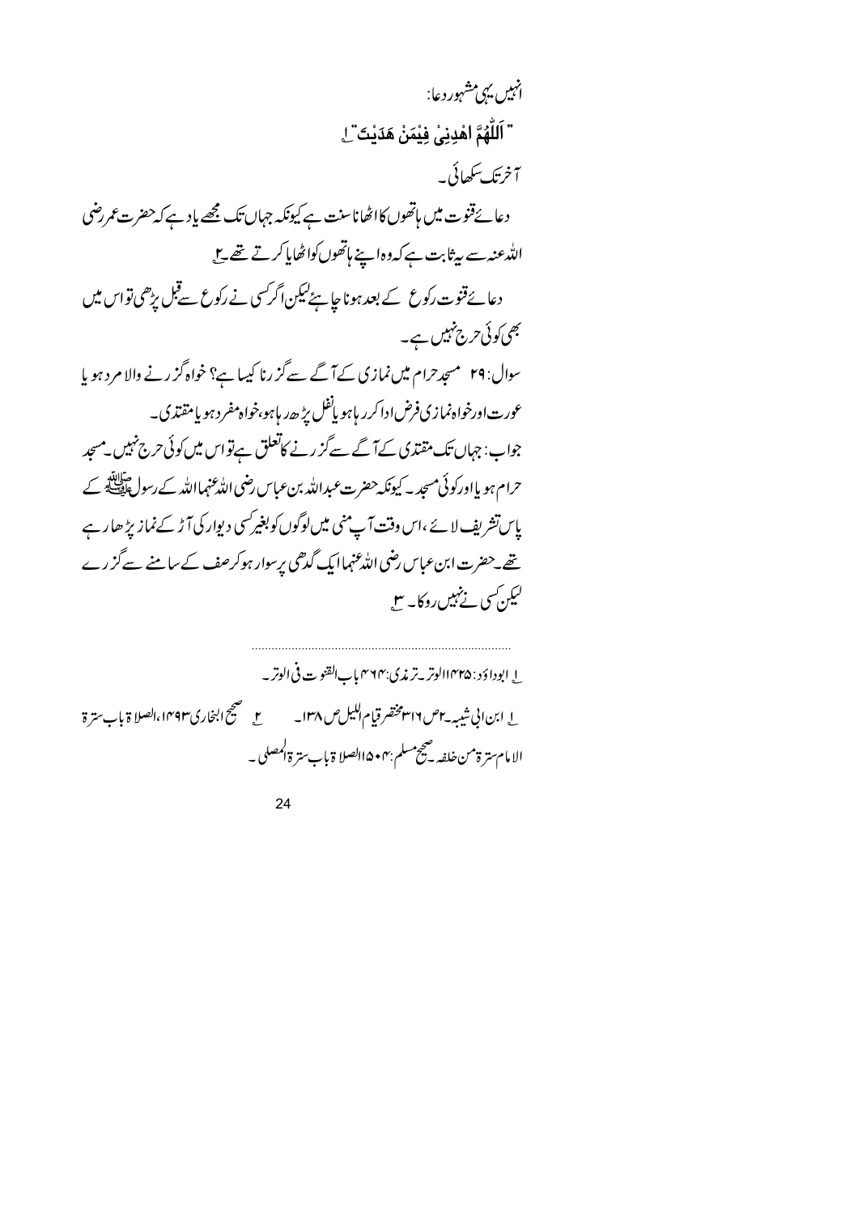انہیں یہی مشہور دعا:

" اَللّٰهُمَّ اهْدِنِیْ فِیْمَنْ هَدَیْتَ "[1]

آخر تک سکھائی۔

دعائے قنوت میں ہاتھوں کا اٹھانا سنت ہے کیونکہ جہاں تک مجھے یاد ہے کہ حضرت عمر رضی اللہ عنہ سے یہ ثابت ہے کہ وہ اپنے ہاتھوں کو اٹھایا کرتے تھے۔[2]

دعائے قنوت رکوع کے بعد ہونا چاہئے لیکن اگر کسی نے رکوع سے قبل پڑھی تو اس میں بھی کوئی حرج نہیں ہے۔

سوال: ۲۹ مسجد حرام میں نمازی کے آگے سے گزرنا کیسا ہے؟ خواہ گزرنے والا مرد ہو یا عورت اور خواہ نمازی فرض ادا کر رہا ہو یا نفل پڑھ رہا ہو، خواہ مفرد ہو یا مقتدی۔

جواب: جہاں تک مقتدی کے آگے سے گزرنے کا تعلق ہے تو اس میں کوئی حرج نہیں۔ مسجد حرام ہو یا اور کوئی مسجد۔ کیونکہ حضرت عبداللہ بن عباس رضی اللہ عنہما اللہ کے رسول ﷺ کے پاس تشریف لائے، اس وقت آپ منی میں لوگوں کو بغیر کسی دیوار کی آڑ کے نماز پڑھا رہے تھے۔ حضرت ابن عباس رضی اللہ عنہما ایک گدھی پر سوار ہو کر صف کے سامنے سے گزرے لیکن کسی نے نہیں روکا۔[3]

---

[1] ابوداؤد: ۱۴۲۵ الوتر۔ ترمذی: ۴۶۴ باب القنوت فی الوتر۔

[1] ابن ابی شیبہ۔ ۲ ص ۳۱۶ مختصر قیام اللیل ص ۱۳۸۔ [2] صحیح البخاری ۴۹۳، الصلاۃ باب سترۃ الامام سترۃ من خلفہ۔ صحیح مسلم: ۵۰۴ الصلاۃ باب سترۃ المصلی۔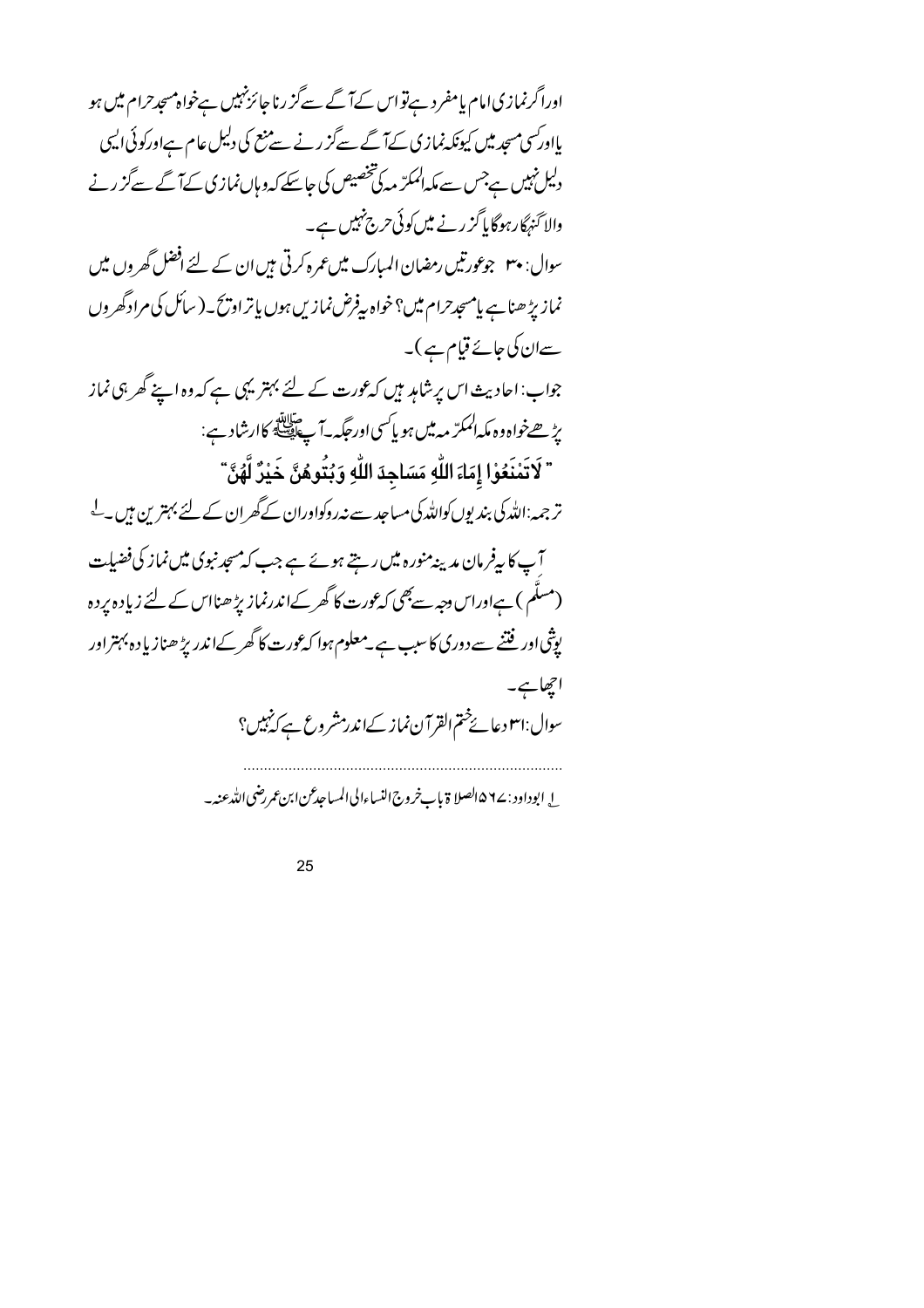اور اگر نمازی امام یا مفرد ہے تو اس کے آگے سے گزرنا جائز نہیں ہے خواہ مسجد حرام میں ہو یا اور کسی مسجد میں کیونکہ نمازی کے آگے سے گزرنے سے منع کی دلیل عام ہے اور کوئی ایسی دلیل نہیں ہے جس سے مکہ المکرّمہ کی تخصیص کی جا سکے کہ وہاں نمازی کے آگے سے گزرنے والا گنہگار رہوگا یا گزرنے میں کوئی حرج نہیں ہے۔

سوال: ۳۰ جو عورتیں رمضان المبارک میں عمرہ کرتی ہیں ان کے لئے افضل گھروں میں نماز پڑھنا ہے یا مسجد حرام میں؟ خواہ یہ فرض نمازیں ہوں یا تراویح۔ (سائل کی مراد گھروں سے ان کی جائے قیام ہے)۔

جواب: احادیث اس پر شاہد ہیں کہ عورت کے لئے بہتر یہی ہے کہ وہ اپنے گھر ہی نماز پڑھے خواہ وہ مکہ المکرّمہ میں ہو یا کسی اور جگہ۔ آپ ﷺ کا ارشاد ہے:

" لَاتَمْنَعُوْا إِمَاءَ اللّٰهِ مَسَاجِدَ اللّٰهِ وَبُيُوتُهُنَّ خَيْرٌ لَّهُنَّ "

ترجمہ: اللہ کی بندیوں کو اللہ کی مساجد سے نہ روکو اور ان کے گھر ان کے لئے بہترین ہیں۔[1]

آپ کا یہ فرمان مدینہ منورہ میں رہتے ہوئے ہے جب کہ مسجد نبوی میں نماز کی فضیلت (مسلَّم) ہے اور اس وجہ سے بھی کہ عورت کا گھر کے اندر نماز پڑھنا اس کے لئے زیادہ پردہ پوشی اور فتنے سے دوری کا سبب ہے۔ معلوم ہوا کہ عورت کا گھر کے اندر پڑھنا زیادہ بہتر اور اچھا ہے۔

سوال: ۳۱ دعائے ختم القرآن نماز کے اندر مشروع ہے کہ نہیں؟

---

[1] ابوداود: ۵۶۷ الصلاۃ باب خروج النساء الی المساجد عن ابن عمر رضی اللہ عنہ۔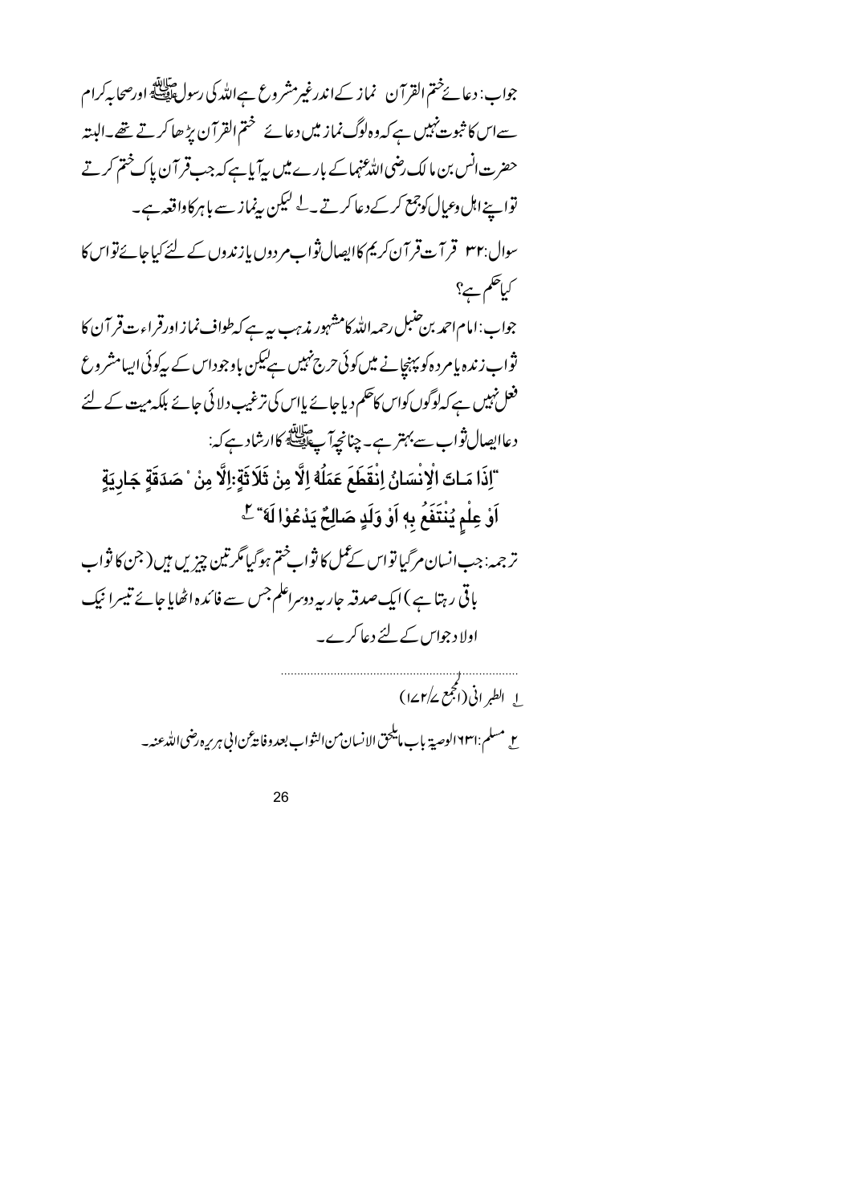جواب: دعائے ختم القرآن نماز کے اندر غیر مشروع ہے اللہ کی رسول ﷺ اور صحابہ کرام سے اس کا ثبوت نہیں ہے کہ وہ لوگ نماز میں دعائے ختم القرآن پڑھا کرتے تھے۔ البتہ حضرت انس بن مالک رضی اللہ عنہما کے بارے میں یہ آیا ہے کہ جب قرآن پاک ختم کرتے تو اپنے اہل وعیال کو جمع کر کے دعا کرتے۔[1] لیکن یہ نماز سے باہر کا واقعہ ہے۔

سوال: ۳۲ قرآت قرآن کریم کا ایصال ثواب مردوں یا زندوں کے لئے کیا جائے تو اس کا کیا حکم ہے؟

جواب: امام احمد بن حنبل رحمہ اللہ کا مشہور مذہب یہ ہے کہ طواف نماز اور قراءت قرآن کا ثواب زندہ یا مردہ کو پہنچانے میں کوئی حرج نہیں ہے لیکن باوجود اس کے یہ کوئی ایسا مشروع فعل نہیں ہے کہ لوگوں کو اس کا حکم دیا جائے یا اس کی ترغیب دلائی جائے بلکہ میت کے لئے دعا ایصال ثواب سے بہتر ہے۔ چنانچہ آپ ﷺ کا ارشاد ہے کہ:

"اِذَا مَاتَ الْاِنْسَانُ اِنْقَطَعَ عَمَلُهُ اِلَّا مِنْ ثَلَاثَةٍ: اِلَّا مِنْ صَدَقَةٍ جَارِيَةٍ اَوْ عِلْمٍ يُنْتَفَعُ بِهٖ اَوْ وَلَدٍ صَالِحٍ يَدْعُوْا لَهٗ"[2]

ترجمہ: جب انسان مرگیا تو اس کے عمل کا ثواب ختم ہوگیا مگر تین چیزیں ہیں (جن کا ثواب باقی رہتا ہے) ایک صدقہ جاریہ دوسرا علم جس سے فائدہ اٹھایا جائے تیسرا نیک اولاد جو اس کے لئے دعا کرے۔

---

[1] الطبرانی (المجمع ۱۷۲/۷)

[2] مسلم: ۱۶۳۱ الوصیۃ باب مایلحق الانسان من الثواب بعد وفاتہ عن ابی ہریرہ رضی اللہ عنہ۔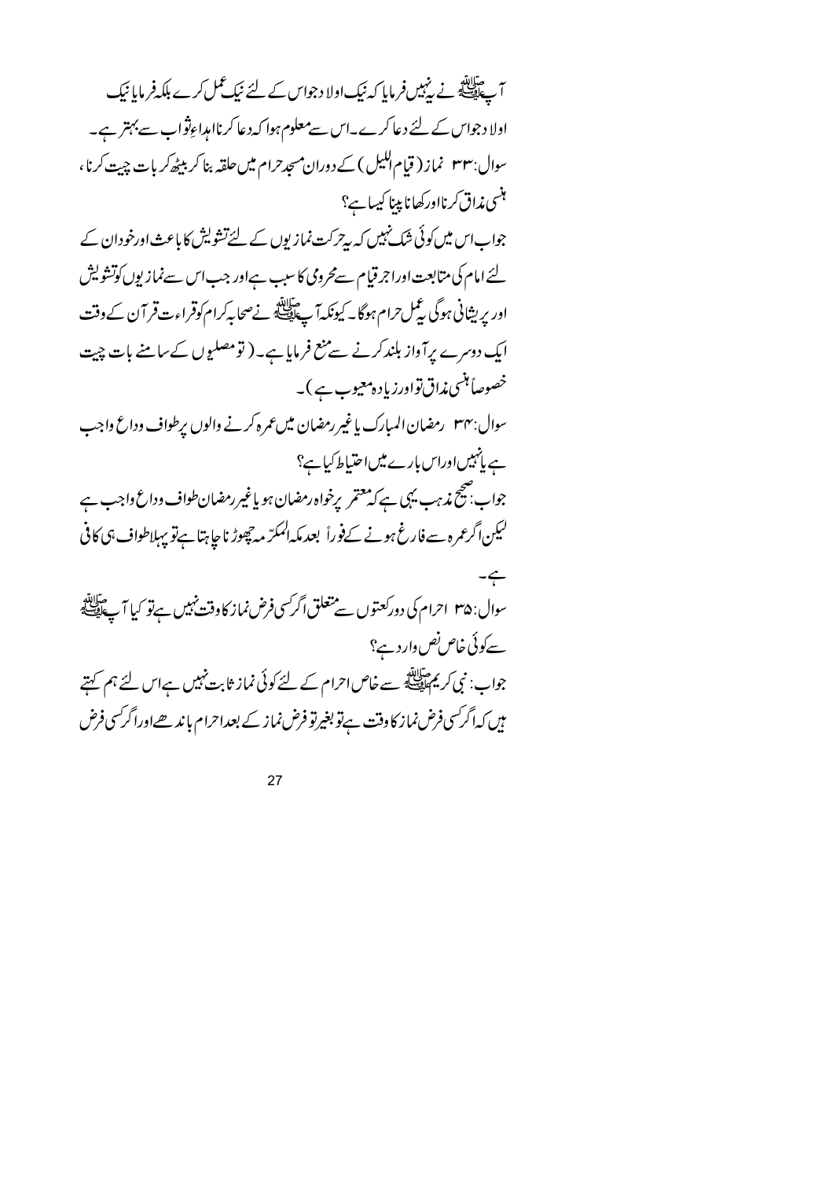آپ ﷺ نے یہ نہیں فرمایا کہ نیک اولاد جو اس کے لئے نیک عمل کرے بلکہ فرمایا نیک اولاد جو اس کے لئے دعا کرے۔ اس سے معلوم ہوا کہ دعا کرنا اہداءِ ثواب سے بہتر ہے۔

سوال: ۳۳ نماز (قیام اللیل) کے دوران مسجد حرام میں حلقہ بنا کر بیٹھ کر بات چیت کرنا، ہنسی مذاق کرنا اور کھانا پینا کیسا ہے؟

جواب اس میں کوئی شک نہیں کہ یہ حرکت نمازیوں کے لئے تشویش کا باعث اور خود ان کے لئے امام کی متابعت اور اجر قیام سے محرومی کا سبب ہے اور جب اس سے نمازیوں کو تشویش اور پریشانی ہوگی یہ عمل حرام ہوگا۔ کیونکہ آپ ﷺ نے صحابہ کرام کو قراءت قرآن کے وقت ایک دوسرے پر آواز بلند کرنے سے منع فرمایا ہے۔ (تو مصلیوں کے سامنے بات چیت خصوصاً ہنسی مذاق تو اور زیادہ معیوب ہے)۔

سوال: ۳۴ رمضان المبارک یا غیر رمضان میں عمرہ کرنے والوں پر طواف وداع واجب ہے یا نہیں اور اس بارے میں احتیاط کیا ہے؟

جواب: صحیح مذہب یہی ہے کہ معتمر پر خواہ رمضان ہو یا غیر رمضان طواف وداع واجب ہے لیکن اگر عمرہ سے فارغ ہونے کے فوراً بعد مکہ المکرّمہ چھوڑنا چاہتا ہے تو پہلا طواف ہی کافی ہے۔

سوال: ۳۵ احرام کی دو رکعتوں سے متعلق اگر کسی فرض نماز کا وقت نہیں ہے تو کیا آپ ﷺ سے کوئی خاص نص وارد ہے؟

جواب: نبی کریم ﷺ سے خاص احرام کے لئے کوئی نماز ثابت نہیں ہے اس لئے ہم کہتے ہیں کہ اگر کسی فرض نماز کا وقت ہے تو بغیر تو فرض نماز کے بعد احرام باندھے اور اگر کسی فرض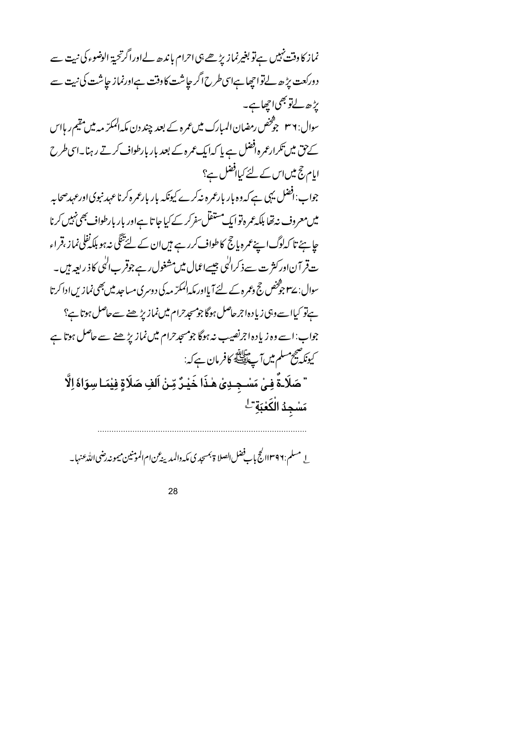نماز کا وقت نہیں ہے تو بغیر نماز پڑھے ہی احرام باندھ لے اور اگر تحیۃ الوضوء کی نیت سے دو رکعت پڑھ لے تو اچھا ہے اسی طرح اگر چاشت کا وقت ہے اور نماز چاشت کی نیت سے پڑھ لے تو بھی اچھا ہے۔

سوال: ۳۶ جو شخص رمضان المبارک میں عمرہ کے بعد چند دن مکہ المکرّمہ میں مقیم رہا اس کے حق میں تکرار عمرہ افضل ہے یا کہ ایک عمرہ کے بعد بار بار طواف کرتے رہنا۔ اسی طرح ایام حج میں اس کے لئے کیا افضل ہے؟

جواب: افضل یہی ہے کہ وہ بار بار عمرہ نہ کرے کیونکہ بار بار عمرہ کرنا عہد نبوی اور عہد صحابہ میں معروف نہ تھا بلکہ عمرہ تو ایک مستقل سفر کر کے کیا جاتا ہے اور بار بار طواف بھی نہیں کرنا چاہئے تا کہ لوگ اپنے عمرہ یا حج کا طواف کر رہے ہیں ان کے لئے تنگی نہ ہو بلکہ نفلی نماز، قراءت قرآن اور کثرت سے ذکر الٰہی جیسے اعمال میں مشغول رہے جو قرب الٰہی کا ذریعہ ہیں۔

سوال: ۳۷ جو شخص حج وعمرہ کے لئے آیا اور مکہ المکرّمہ کی دوسری مساجد میں بھی نمازیں ادا کرتا ہے تو کیا اسے وہی زیادہ اجر حاصل ہوگا جو مسجد حرام میں نماز پڑھنے سے حاصل ہوتا ہے؟

جواب: اسے وہ زیادہ اجر نصیب نہ ہوگا جو مسجد حرام میں نماز پڑھنے سے حاصل ہوتا ہے کیونکہ صحیح مسلم میں آپ ﷺ کا فرمان ہے کہ:

" صَلَاةٌ فِيْ مَسْجِدِيْ هٰذَا خَيْرٌ مِّنْ أَلفِ صَلَاةٍ فِيْمَا سِوَاهُ إِلَّا مَسْجِدُ الْكَعْبَةِ "[1]

---

[1] مسلم: ۱۳۹۶ الحج باب فضل الصلاۃ بمسجدی مکہ والمدینہ عن ام المومنین میمونہ رضی اللہ عنہا۔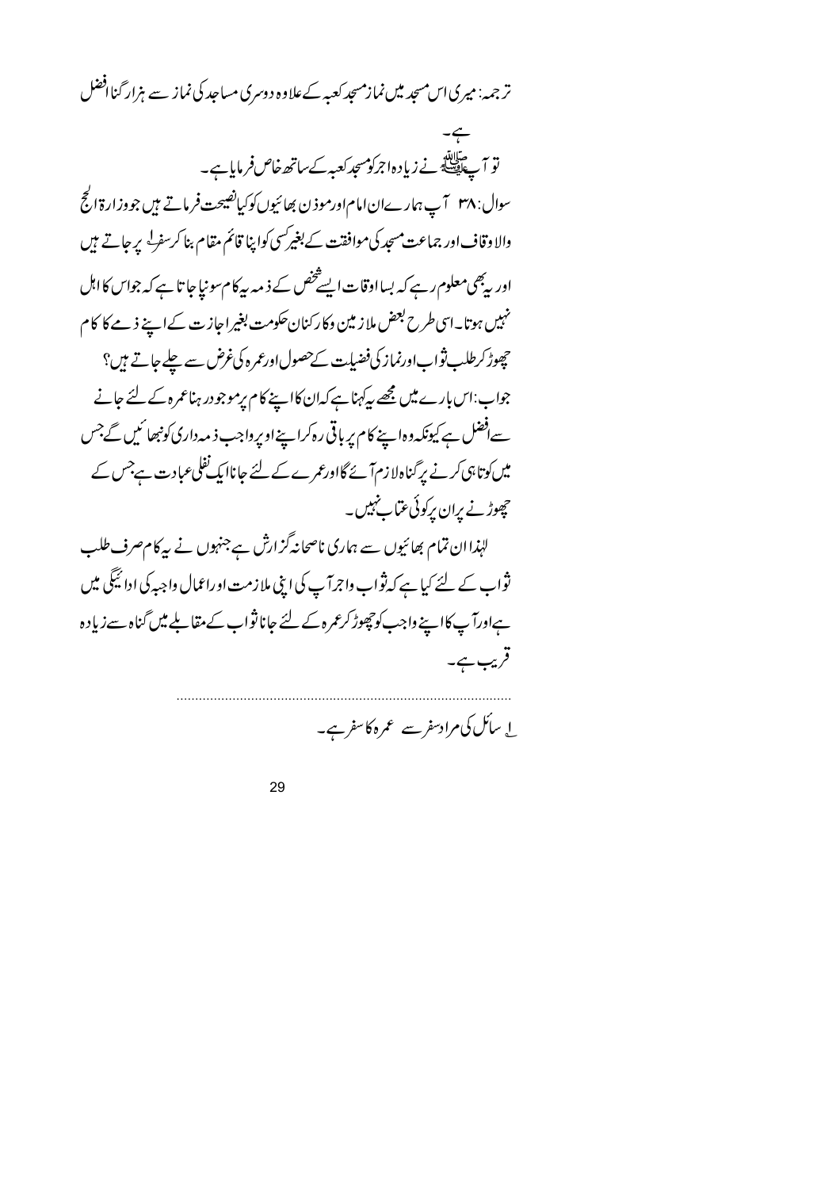ترجمہ: میری اس مسجد میں نماز مسجد کعبہ کے علاوہ دوسری مساجد کی نماز سے ہزار گنا افضل ہے۔

تو آپ ﷺ نے زیادہ اجر کو مسجد کعبہ کے ساتھ خاص فرمایا ہے۔

سوال: ۳۸ آپ ہمارے ان امام اور موذن بھائیوں کو کیا نصیحت فرماتے ہیں جو وزارۃ الحج والاوقاف اور جماعت مسجد کی موافقت کے بغیر کسی کو اپنا قائم مقام بنا کر سفر[1] پر جاتے ہیں اور یہ بھی معلوم رہے کہ بسا اوقات ایسے شخص کے ذمہ یہ کام سونپا جاتا ہے کہ جو اس کا اہل نہیں ہوتا۔ اسی طرح بعض ملازمین وکارکنان حکومت بغیر اجازت کے اپنے ذمے کا کام چھوڑ کر طلب ثواب اور نماز کی فضیلت کے حصول اور عمرہ کی غرض سے چلے جاتے ہیں؟

جواب: اس بارے میں مجھے یہ کہنا ہے کہ ان کا اپنے کام پر موجود رہنا عمرہ کے لئے جانے سے افضل ہے کیونکہ وہ اپنے کام پر باقی رہ کر اپنے اوپر واجب ذمہ داری کو نبھائیں گے جس میں کوتاہی کرنے پر گناہ لازم آئے گا اور عمرے کے لئے جانا ایک نفلی عبادت ہے جس کے چھوڑنے پر ان پر کوئی عتاب نہیں۔

لہٰذا ان تمام بھائیوں سے ہماری ناصحانہ گزارش ہے جنھوں نے یہ کام صرف طلب ثواب کے لئے کیا ہے کہ ثواب واجر آپ کی اپنی ملازمت اور اعمال واجبہ کی ادائیگی میں ہے اور آپ کا اپنے واجب کو چھوڑ کر عمرہ کے لئے جانا ثواب کے مقابلے میں گناہ سے زیادہ قریب ہے۔

---

[1] سائل کی مراد سفر سے عمرہ کا سفر ہے۔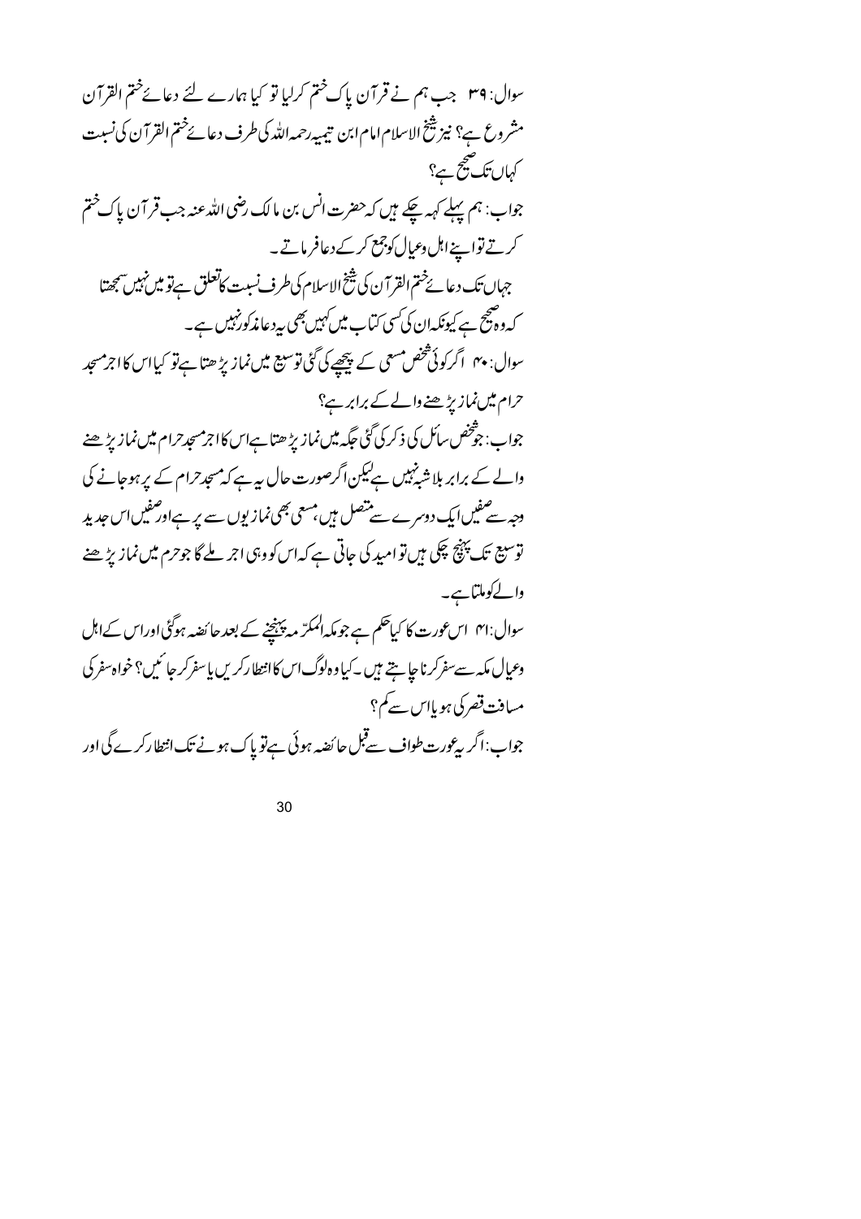سوال: ۳۹ جب ہم نے قرآن پاک ختم کرلیا تو کیا ہمارے لئے دعائے ختم القرآن مشروع ہے؟ نیز شیخ الاسلام امام ابن تیمیہ رحمہ اللہ کی طرف دعائے ختم القرآن کی نسبت کہاں تک صحیح ہے؟

جواب: ہم پہلے کہہ چکے ہیں کہ حضرت انس بن مالک رضی اللہ عنہ جب قرآن پاک ختم کرتے تو اپنے اہل وعیال کو جمع کر کے دعا فرماتے۔

جہاں تک دعائے ختم القرآن کی شیخ الاسلام کی طرف نسبت کا تعلق ہے تو میں نہیں سمجھتا کہ وہ صحیح ہے کیونکہ ان کی کسی کتاب میں کہیں بھی یہ دعا مذکور نہیں ہے۔

سوال: ۴۰ اگر کوئی شخص مسعی کے پیچھے کی گئی توسیع میں نماز پڑھتا ہے تو کیا اس کا اجر مسجد حرام میں نماز پڑھنے والے کے برابر ہے؟

جواب: جو شخص سائل کی ذکر کی گئی جگہ میں نماز پڑھتا ہے اس کا اجر مسجد حرام میں نماز پڑھنے والے کے برابر بلا شبہ نہیں ہے لیکن اگر صورت حال یہ ہے کہ مسجد حرام کے پر ہو جانے کی وجہ سے صفیں ایک دوسرے سے متصل ہیں، مسعی بھی نمازیوں سے پر ہے اور صفیں اس جدید توسیع تک پہنچ چکی ہیں تو امید کی جاتی ہے کہ اس کو وہی اجر ملے گا جو حرم میں نماز پڑھنے والے کو ملتا ہے۔

سوال: ۴۱ اس عورت کا کیا حکم ہے جو مکہ المکرّمہ پہنچنے کے بعد حائضہ ہوگئی اور اس کے اہل وعیال مکہ سے سفر کرنا چاہتے ہیں۔ کیا وہ لوگ اس کا انتظار کریں یا سفر کر جائیں؟ خواہ سفر کی مسافت قصر کی ہو یا اس سے کم؟

جواب: اگر یہ عورت طواف سے قبل حائضہ ہوئی ہے تو پاک ہونے تک انتظار کرے گی اور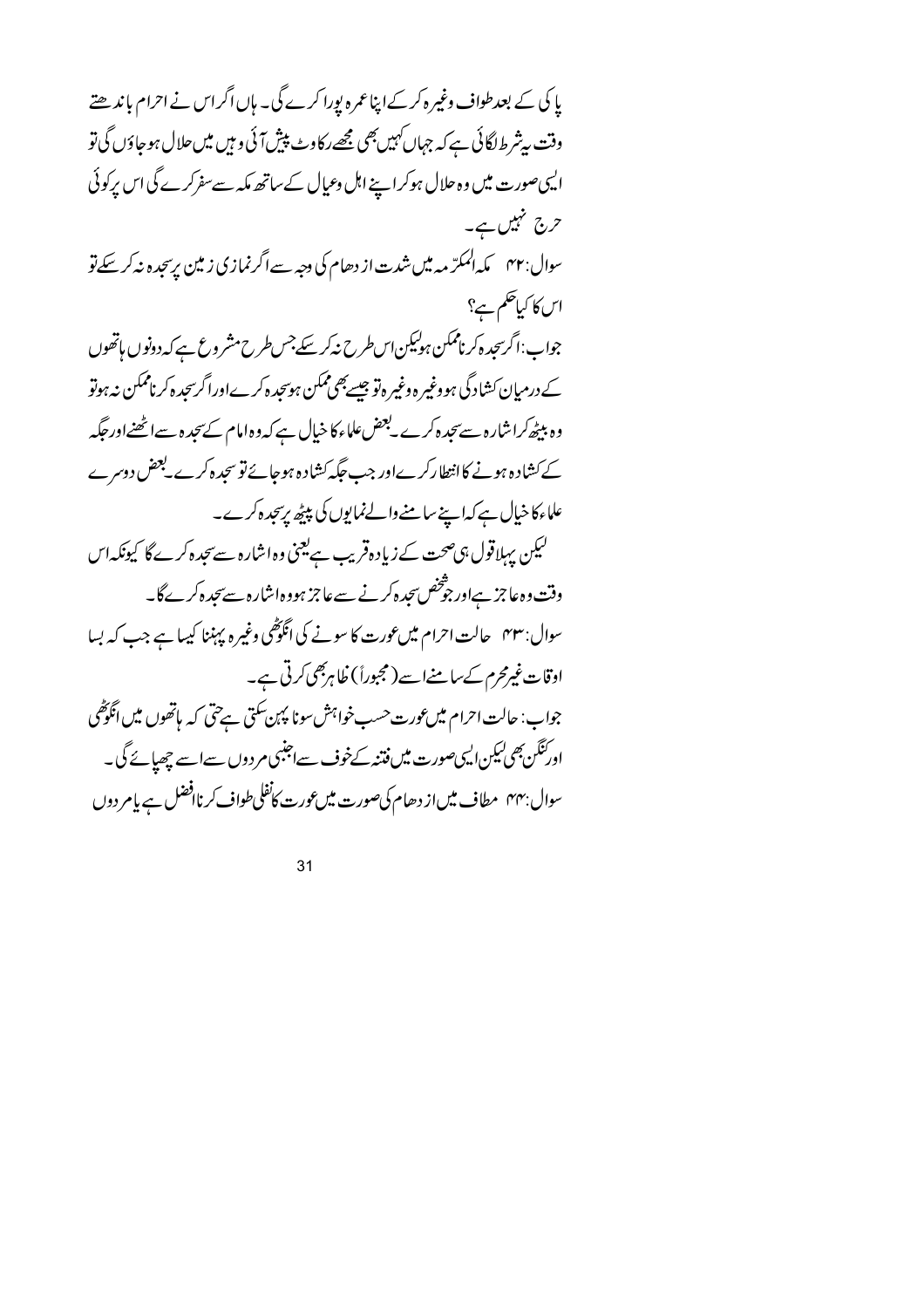پاکی کے بعد طواف وغیرہ کرکے اپنا عمرہ پورا کرے گی۔ ہاں اگر اس نے احرام باندھتے وقت یہ شرط لگائی ہے کہ جہاں کہیں بھی مجھے رکاوٹ پیش آئی وہیں میں حلال ہوجاؤں گی تو ایسی صورت میں وہ حلال ہوکر اپنے اہل وعیال کے ساتھ مکہ سے سفر کرے گی اس پر کوئی حرج نہیں ہے۔

سوال: ۴۲ مکہ المکرّمہ میں شدت ازدھام کی وجہ سے اگر نمازی زمین پر سجدہ نہ کرسکے تو اس کا کیا حکم ہے؟

جواب: اگر سجدہ کرنا ممکن ہو لیکن اس طرح نہ کرسکے جس طرح مشروع ہے کہ دونوں ہاتھوں کے درمیان کشادگی ہو وغیرہ وغیرہ تو جیسے بھی ممکن ہو سجدہ کرے اور اگر سجدہ کرنا ممکن نہ ہو تو وہ بیٹھ کر اشارہ سے سجدہ کرے۔ بعض علماء کا خیال ہے کہ وہ امام کے سجدہ سے اٹھنے اور جگہ کے کشادہ ہونے کا انتظار کرے اور جب جگہ کشادہ ہوجائے تو سجدہ کرے۔ بعض دوسرے علماء کا خیال ہے کہ اپنے سامنے والے نمازیوں کی پیٹھ پر سجدہ کرے۔

لیکن پہلا قول ہی صحت کے زیادہ قریب ہے یعنی وہ اشارہ سے سجدہ کرے گا کیونکہ اس وقت وہ عاجز ہے اور جو شخص سجدہ کرنے سے عاجز ہو وہ اشارہ سے سجدہ کرے گا۔

سوال: ۴۳ حالت احرام میں عورت کا سونے کی انگوٹھی وغیرہ پہننا کیسا ہے جب کہ بسا اوقات غیر محرم کے سامنے اسے (مجبوراً) ظاہر بھی کرتی ہے۔

جواب: حالت احرام میں عورت حسب خواہش سونا پہن سکتی ہے حتی کہ ہاتھوں میں انگوٹھی اور کنگن بھی لیکن ایسی صورت میں فتنہ کے خوف سے اجنبی مردوں سے اسے چھپائے گی۔

سوال: ۴۴ مطاف میں ازدھام کی صورت میں عورت کا نفلی طواف کرنا افضل ہے یا مردوں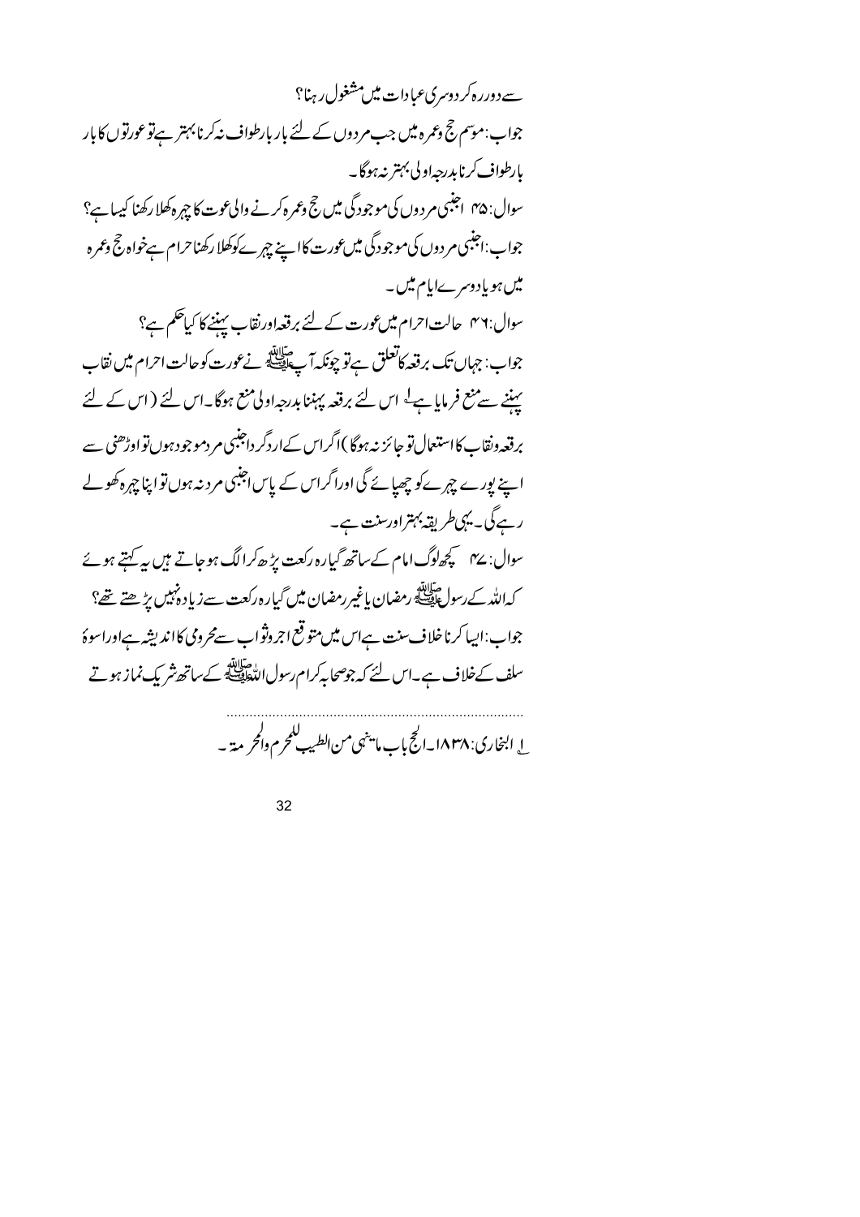سے دور رہ کر دوسری عبادات میں مشغول رہنا؟

جواب: موسم حج وعمرہ میں جب مردوں کے لئے بار بار طواف نہ کرنا بہتر ہے تو عورتوں کا بار بار طواف کرنا بدرجہ اولی بہتر نہ ہوگا۔

سوال: ۴۵ اجنبی مردوں کی موجودگی میں حج وعمرہ کرنے والی عوت کا چہرہ کھلا رکھنا کیسا ہے؟

جواب: اجنبی مردوں کی موجودگی میں عورت کا اپنے چہرے کو کھلا رکھنا حرام ہے خواہ حج وعمرہ میں ہو یا دوسرے ایام میں۔

سوال: ۴۶ حالت احرام میں عورت کے لئے برقعہ اور نقاب پہننے کا کیا حکم ہے؟

جواب: جہاں تک برقعہ کا تعلق ہے تو چونکہ آپ ﷺ نے عورت کو حالت احرام میں نقاب پہننے سے منع فرمایا ہے[1] اس لئے برقعہ پہننا بدرجہ اولی منع ہوگا۔ اس لئے (اس کے لئے برقعہ ونقاب کا استعمال تو جائز نہ ہوگا) اگر اس کے ارد گرد اجنبی مرد موجود ہوں تو اوڑھنی سے اپنے پورے چہرے کو چھپائے گی اور اگر اس کے پاس اجنبی مرد نہ ہوں تو اپنا چہرہ کھولے رہے گی۔ یہی طریقہ بہتر اور سنت ہے۔

سوال: ۴۷ کچھ لوگ امام کے ساتھ گیارہ رکعت پڑھ کر الگ ہو جاتے ہیں یہ کہتے ہوئے کہ اللہ کے رسول ﷺ رمضان یا غیر رمضان میں گیارہ رکعت سے زیادہ نہیں پڑھتے تھے؟

جواب: ایسا کرنا خلاف سنت ہے اس میں متوقع اجر وثواب سے محرومی کا اندیشہ ہے اور اسوۂ سلف کے خلاف ہے۔ اس لئے کہ جو صحابہ کرام رسول اللہ ﷺ کے ساتھ شریک نماز ہوتے

---

[1] البخاری: ۱۸۳۸۔ الحج باب ما ینہی من الطیب للمحرم والمحرمۃ۔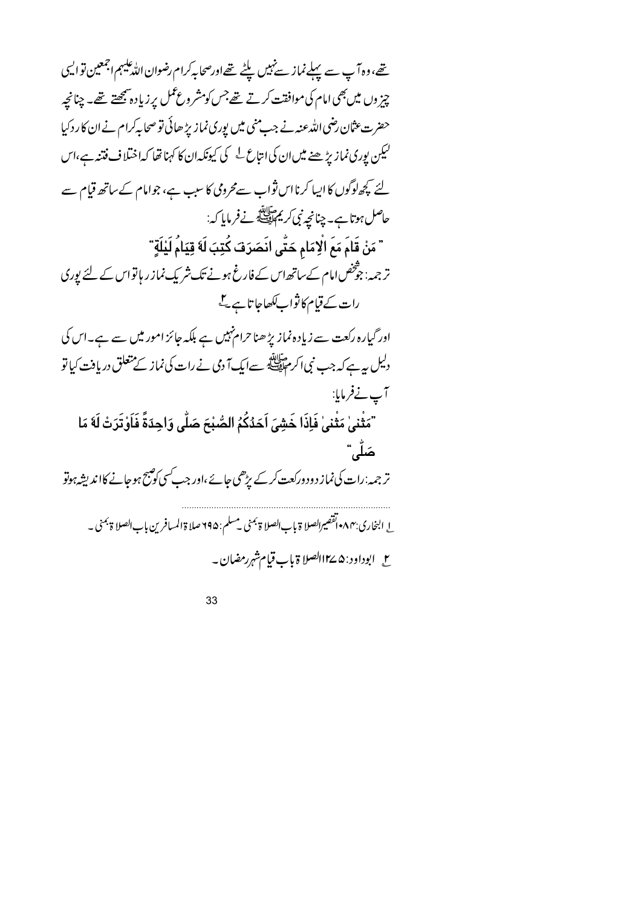تھے، وہ آپ سے پہلے نماز سے نہیں پلٹے تھے اور صحابہ کرام رضوان اللہ علیہم اجمعین تو ایسی چیزوں میں بھی امام کی موافقت کرتے تھے جس کو مشروع عمل پر زیادہ سمجھتے تھے۔ چنانچہ حضرت عثمان رضی اللہ عنہ نے جب منیٰ میں پوری نماز پڑھائی تو صحابہ کرام نے ان کا رد کیا لیکن پوری نماز پڑھنے میں ان کی اتباع [1] کی کیونکہ ان کا کہنا تھا کہ اختلاف فتنہ ہے، اس لئے کچھ لوگوں کا ایسا کرنا اس ثواب سے محرومی کا سبب ہے، جو امام کے ساتھ قیام سے حاصل ہوتا ہے۔ چنانچہ نبی کریم ﷺ نے فرمایا کہ:

"مَنْ قَامَ مَعَ الْاِمَامِ حَتّٰی انصَرَفَ کُتِبَ لَهٗ قِیَامُ لَیْلَةٍ"

ترجمہ: جو شخص امام کے ساتھ اس کے فارغ ہونے تک شریک نماز رہا تو اس کے لئے پوری رات کے قیام کا ثواب لکھا جاتا ہے۔[2]

اور گیارہ رکعت سے زیادہ نماز پڑھنا حرام نہیں ہے بلکہ جائز امور میں سے ہے۔ اس کی دلیل یہ ہے کہ جب نبی اکرم ﷺ سے ایک آدمی نے رات کی نماز کے متعلق دریافت کیا تو آپ نے فرمایا:

"مَثْنیٰ مَثْنیٰ فَاِذَا خَشِیَ اَحَدُکُمُ الصُّبْحَ صَلّٰی وَاحِدَةً فَاَوْتَرَتْ لَهٗ مَا صَلّٰی"

ترجمہ: رات کی نماز دو دو رکعت کر کے پڑھی جائے، اور جب کسی کو صبح ہو جانے کا اندیشہ ہو تو

---

[1] البخاری: ۱۰۸۴ التقصیر الصلاۃ باب الصلاۃ بمنی۔ مسلم: ۶۹۵ صلاۃ المسافرین باب الصلاۃ بمنی۔

[2] ابوداود: ۱۳۷۵ الصلاۃ باب قیام شہر رمضان۔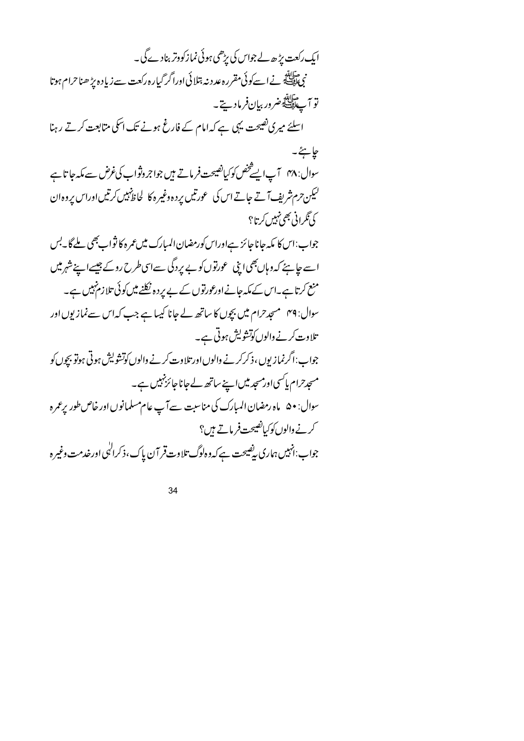ایک رکعت پڑھ لے جو اس کی پڑھی ہوئی نماز کو وتر بنا دے گی۔

نبی ﷺ نے اسے کوئی مقررہ عدد نہ بتلائی اور اگر گیارہ رکعت سے زیادہ پڑھنا حرام ہوتا تو آپ ﷺ ضرور بیان فرما دیتے۔

اسلئے میری نصیحت یہی ہے کہ امام کے فارغ ہونے تک اسکی متابعت کرتے رہنا چاہئے۔

سوال: ۴۸ آپ ایسے شخص کو کیا نصیحت فرماتے ہیں جو اجر وثواب کی غرض سے مکہ جاتا ہے لیکن حرم شریف آتے جاتے اس کی عورتیں پردہ وغیرہ کا لحاظ نہیں کرتیں اور اس پر وہ ان کی نگرانی بھی نہیں کرتا؟

جواب: اس کا مکہ جانا جائز ہے اور اس کو رمضان المبارک میں عمرہ کا ثواب بھی ملے گا۔ بس اسے چاہئے کہ وہاں بھی اپنی عورتوں کو بے پردگی سے اسی طرح روکے جیسے اپنے شہر میں منع کرتا ہے۔ اس کے مکہ جانے اور عورتوں کے بے پردہ نکلنے میں کوئی تلازم نہیں ہے۔

سوال: ۴۹ مسجد حرام میں بچوں کا ساتھ لے جانا کیسا ہے جب کہ اس سے نمازیوں اور تلاوت کرنے والوں کو تشویش ہوتی ہے۔

جواب: اگر نمازیوں، ذکر کرنے والوں اور تلاوت کرنے والوں کو تشویش ہوتی ہو تو بچوں کو مسجد حرام یا کسی اور مسجد میں اپنے ساتھ لے جانا جائز نہیں ہے۔

سوال: ۵۰ ماہ رمضان المبارک کی مناسبت سے آپ عام مسلمانوں اور خاص طور پر عمرہ کرنے والوں کو کیا نصیحت فرماتے ہیں؟

جواب: انہیں ہماری یہ نصیحت ہے کہ وہ لوگ تلاوت قرآن پاک، ذکر الٰہی اور خدمت وغیرہ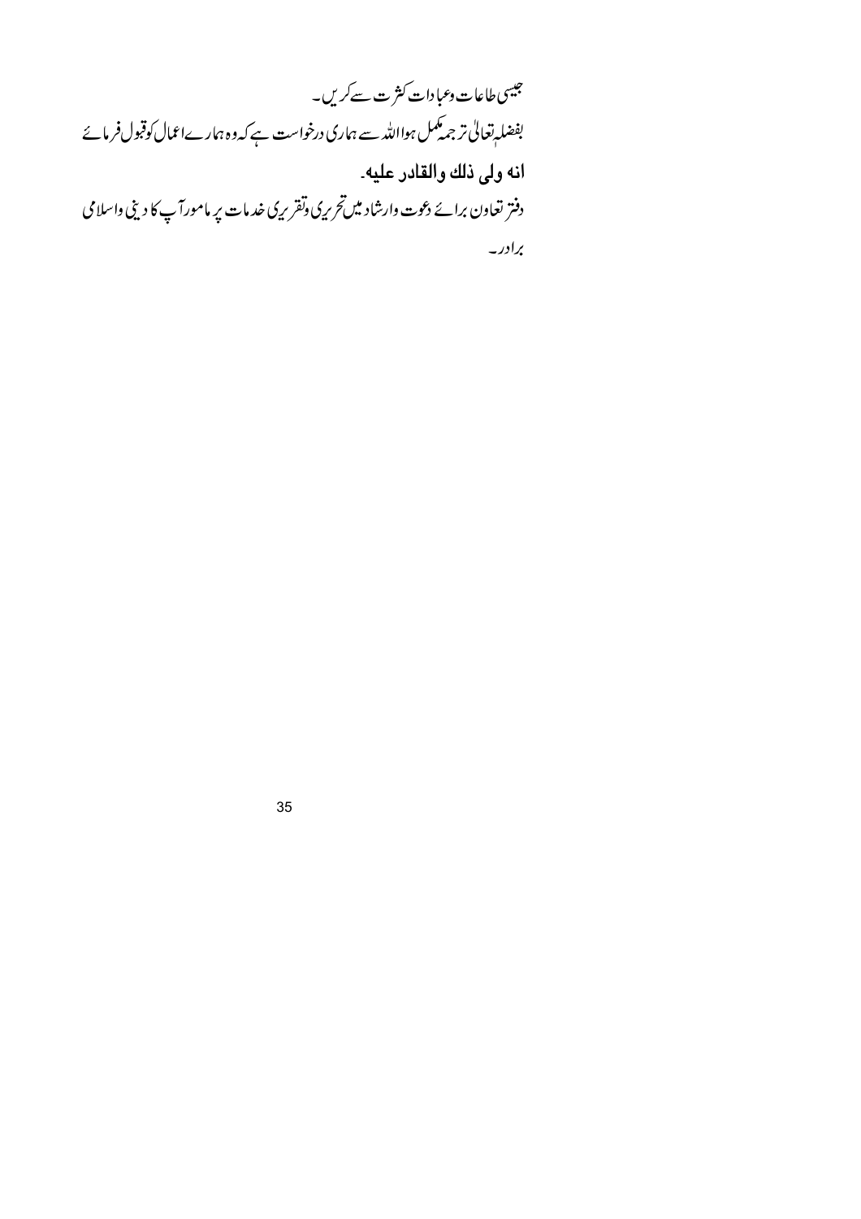جیسی طاعات وعبادات کثرت سے کریں۔

بفضلہٖ تعالیٰ ترجمہ مکمل ہوا اللہ سے ہماری درخواست ہے کہ وہ ہمارے اعمال کو قبول فرمائے

**انه ولى ذلك والقادر عليه۔**

دفتر تعاون برائے دعوت وارشاد میں تحریری وتقریری خدمات پر مامور آپ کا دینی واسلامی برادر۔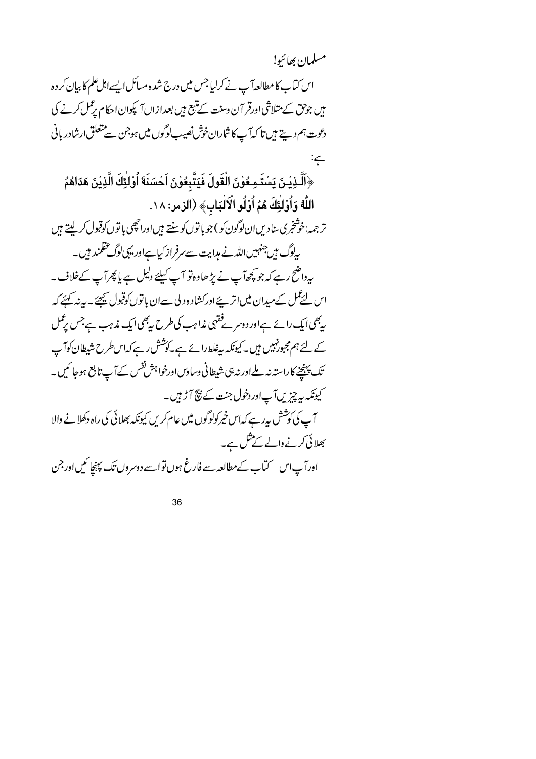مسلمان بھائیو!

اس کتاب کا مطالعہ آپ نے کرلیا جس میں درج شدہ مسائل ایسے اہل علم کا بیان کردہ ہیں جو حق کے متلاشی اور قرآن وسنت کے متبع ہیں بعدازاں آپکو ان احکام پر عمل کرنے کی دعوت ہم دیتے ہیں تاکہ آپ کا شماران خوش نصیب لوگوں میں ہو جن سے متعلق ارشاد ربانی ہے:

﴿اَلَّذِيْنَ يَسْتَمِعُوْنَ الْقَولَ فَيَتَّبِعُوْنَ اَحْسَنَهُ اُوْلٰئِكَ الَّذِيْنَ هَدَاهُمُ اللّٰهُ وَاُوْلٰئِكَ هُمْ اُوْلُو الْاَلْبَابِ﴾ (الزمر: ١٨۔

ترجمہ: خوشخبری سنادیں ان لوگوں کو) جو باتوں کو سنتے ہیں اور اچھی باتوں کو قبول کر لیتے ہیں یہ لوگ ہیں جنہیں اللہ نے ہدایت سے سرفراز کیا ہے اور یہی لوگ عقلمند ہیں۔

یہ واضح رہے کہ جو کچھ آپ نے پڑھا وہ تو آپ کیلئے دلیل ہے یا پھر آپ کے خلاف۔ اس لئے عمل کے میدان میں اتریئے اور کشادہ دلی سے ان باتوں کو قبول کیجئے۔ یہ نہ کہئے کہ یہ بھی ایک رائے ہے اور دوسرے فقہی مذاہب کی طرح یہ بھی ایک مذہب ہے جس پر عمل کے لئے ہم مجبور نہیں ہیں۔ کیونکہ یہ غلط رائے ہے۔ کوشش رہے کہ اس طرح شیطان کو آپ تک پہنچنے کا راستہ نہ ملے اور نہ ہی شیطانی وساوس اور خواہش نفس کے آپ تابع ہو جائیں۔ کیونکہ یہ چیزیں آپ اور دخول جنت کے بیچ آڑ ہیں۔

آپ کی کوشش یہ رہے کہ اس خیر کو لوگوں میں عام کریں کیونکہ بھلائی کی راہ دکھلانے والا بھلائی کرنے والے کے مثل ہے۔

اور آپ اس کتاب کے مطالعہ سے فارغ ہوں تو اسے دوسروں تک پہنچائیں اور جن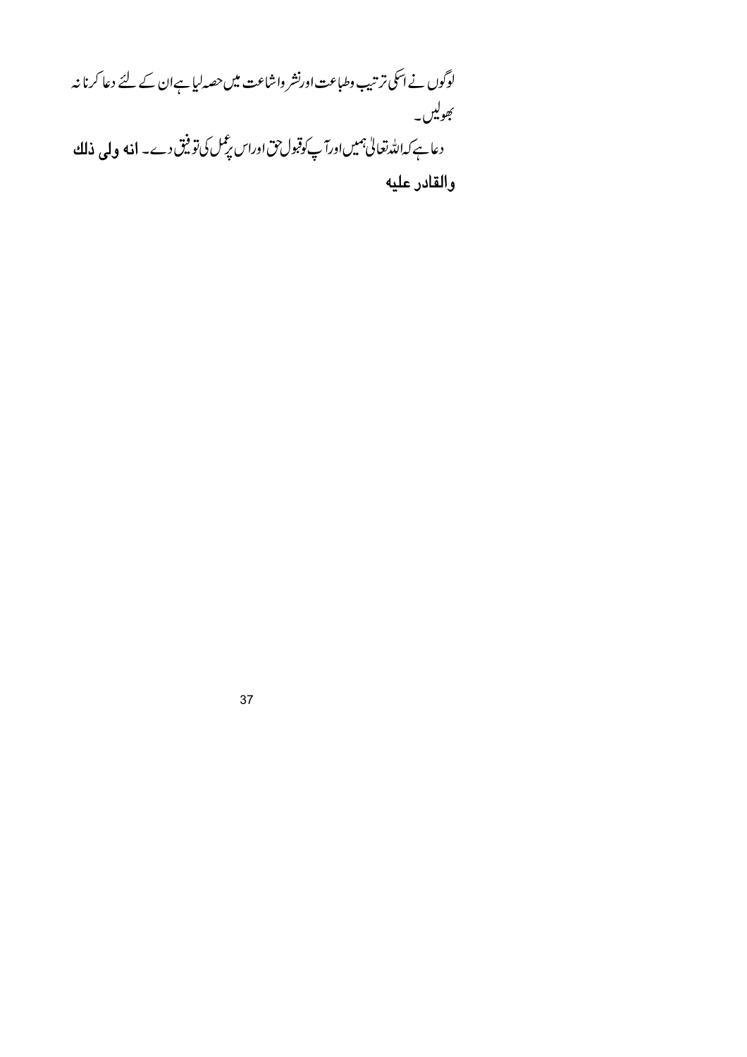لوگوں نے اسکی ترتیب وطباعت اورنشر واشاعت میں حصہ لیا ہے ان کے لئے دعا کرنا نہ بھولیں۔

دعا ہے کہ اللہ تعالیٰ ہمیں اور آپ کو قبول حق اور اس پر عمل کی توفیق دے۔ **انه ولی ذلك والقادر علیه**